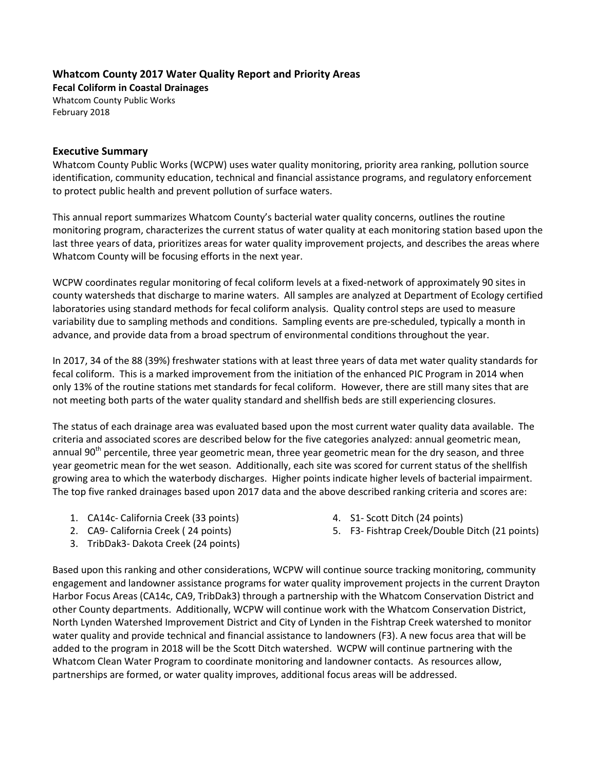**Whatcom County 2017 Water Quality Report and Priority Areas**

**Fecal Coliform in Coastal Drainages**

Whatcom County Public Works

February 2018

## Executive Summary

Whatcom County Public Works (WCPW) uses water quality monitoring, priority area ranking, pollution source identification, community education, technical and financial assistance programs, and regulatory enforcement to protect public health and prevent pollution of surface waters.

This annual report summarizes Whatcom County's bacterial water quality concerns, outlines the routine monitoring program, characterizes the current status of water quality at each monitoring station based upon the last three years of data, prioritizes areas for water quality improvement projects, and describes the areas where Whatcom County will be focusing efforts in the next year.

WCPW coordinates regular monitoring of fecal coliform levels at a fixed-network of approximately 90 sites in county watersheds that discharge to marine waters. All samples are analyzed at Department of Ecology certified laboratories using standard methods for fecal coliform analysis. Quality control steps are used to measure variability due to sampling methods and conditions. Sampling events are pre-scheduled, typically a month in advance, and provide data from a broad spectrum of environmental conditions throughout the year.

In 2017, 34 of the 88 (39%) freshwater stations with at least three years of data met water quality standards for fecal coliform. This is a marked improvement from the initiation of the enhanced PIC Program in 2014 when only 13% of the routine stations met standards for fecal coliform. However, there are still many sites that are not meeting both parts of the water quality standard and shellfish beds are still experiencing closures.

The status of each drainage area was evaluated based upon the most current water quality data available. The criteria and associated scores are described below for the five categories analyzed: annual geometric mean, annual 90$^{th}$ percentile, three year geometric mean, three year geometric mean for the dry season, and three year geometric mean for the wet season. Additionally, each site was scored for current status of the shellfish growing area to which the waterbody discharges. Higher points indicate higher levels of bacterial impairment. The top five ranked drainages based upon 2017 data and the above described ranking criteria and scores are:

1. CA14c- California Creek (33 points)
2. CA9- California Creek ( 24 points)
3. TribDak3- Dakota Creek (24 points)
4. S1- Scott Ditch (24 points)
5. F3- Fishtrap Creek/Double Ditch (21 points)

Based upon this ranking and other considerations, WCPW will continue source tracking monitoring, community engagement and landowner assistance programs for water quality improvement projects in the current Drayton Harbor Focus Areas (CA14c, CA9, TribDak3) through a partnership with the Whatcom Conservation District and other County departments. Additionally, WCPW will continue work with the Whatcom Conservation District, North Lynden Watershed Improvement District and City of Lynden in the Fishtrap Creek watershed to monitor water quality and provide technical and financial assistance to landowners (F3). A new focus area that will be added to the program in 2018 will be the Scott Ditch watershed. WCPW will continue partnering with the Whatcom Clean Water Program to coordinate monitoring and landowner contacts. As resources allow, partnerships are formed, or water quality improves, additional focus areas will be addressed.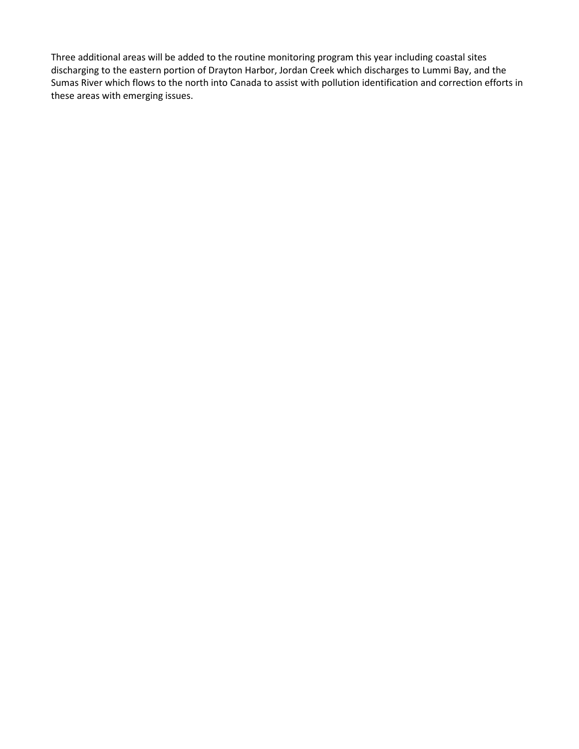Three additional areas will be added to the routine monitoring program this year including coastal sites discharging to the eastern portion of Drayton Harbor, Jordan Creek which discharges to Lummi Bay, and the Sumas River which flows to the north into Canada to assist with pollution identification and correction efforts in these areas with emerging issues.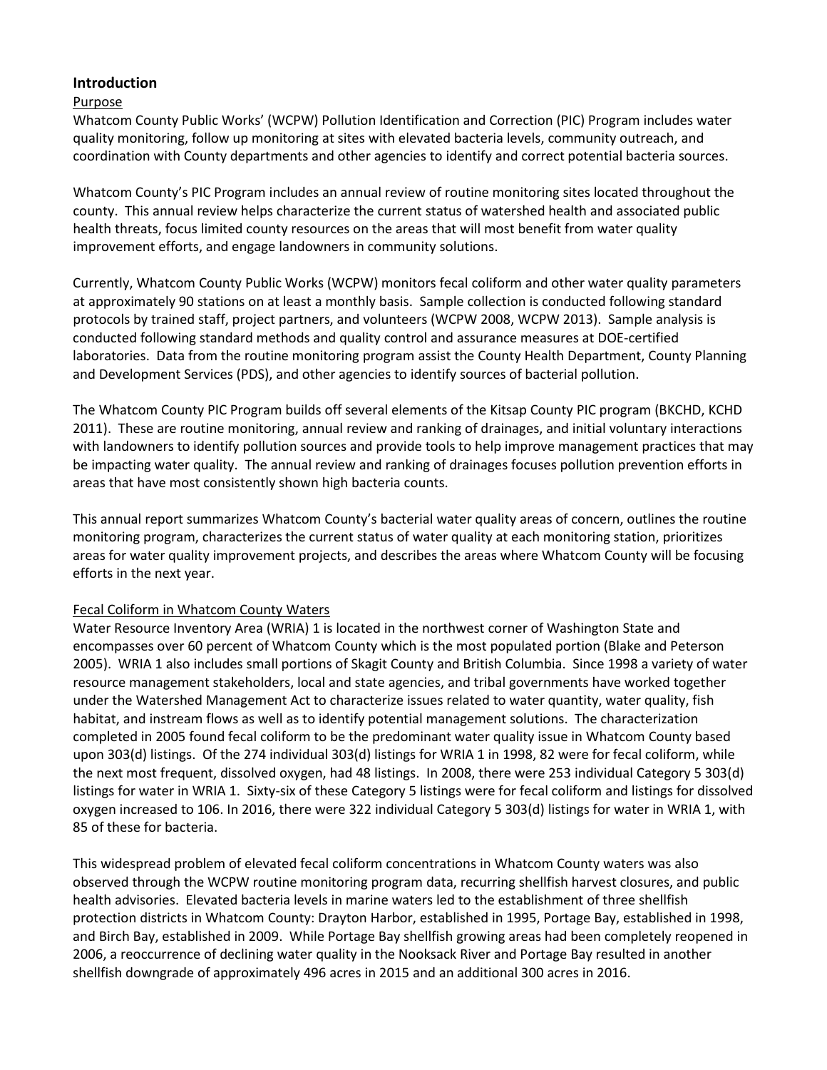## Introduction

### Purpose

Whatcom County Public Works' (WCPW) Pollution Identification and Correction (PIC) Program includes water quality monitoring, follow up monitoring at sites with elevated bacteria levels, community outreach, and coordination with County departments and other agencies to identify and correct potential bacteria sources.

Whatcom County's PIC Program includes an annual review of routine monitoring sites located throughout the county. This annual review helps characterize the current status of watershed health and associated public health threats, focus limited county resources on the areas that will most benefit from water quality improvement efforts, and engage landowners in community solutions.

Currently, Whatcom County Public Works (WCPW) monitors fecal coliform and other water quality parameters at approximately 90 stations on at least a monthly basis. Sample collection is conducted following standard protocols by trained staff, project partners, and volunteers (WCPW 2008, WCPW 2013). Sample analysis is conducted following standard methods and quality control and assurance measures at DOE-certified laboratories. Data from the routine monitoring program assist the County Health Department, County Planning and Development Services (PDS), and other agencies to identify sources of bacterial pollution.

The Whatcom County PIC Program builds off several elements of the Kitsap County PIC program (BKCHD, KCHD 2011). These are routine monitoring, annual review and ranking of drainages, and initial voluntary interactions with landowners to identify pollution sources and provide tools to help improve management practices that may be impacting water quality. The annual review and ranking of drainages focuses pollution prevention efforts in areas that have most consistently shown high bacteria counts.

This annual report summarizes Whatcom County's bacterial water quality areas of concern, outlines the routine monitoring program, characterizes the current status of water quality at each monitoring station, prioritizes areas for water quality improvement projects, and describes the areas where Whatcom County will be focusing efforts in the next year.

### Fecal Coliform in Whatcom County Waters

Water Resource Inventory Area (WRIA) 1 is located in the northwest corner of Washington State and encompasses over 60 percent of Whatcom County which is the most populated portion (Blake and Peterson 2005). WRIA 1 also includes small portions of Skagit County and British Columbia. Since 1998 a variety of water resource management stakeholders, local and state agencies, and tribal governments have worked together under the Watershed Management Act to characterize issues related to water quantity, water quality, fish habitat, and instream flows as well as to identify potential management solutions. The characterization completed in 2005 found fecal coliform to be the predominant water quality issue in Whatcom County based upon 303(d) listings. Of the 274 individual 303(d) listings for WRIA 1 in 1998, 82 were for fecal coliform, while the next most frequent, dissolved oxygen, had 48 listings. In 2008, there were 253 individual Category 5 303(d) listings for water in WRIA 1. Sixty-six of these Category 5 listings were for fecal coliform and listings for dissolved oxygen increased to 106. In 2016, there were 322 individual Category 5 303(d) listings for water in WRIA 1, with 85 of these for bacteria.

This widespread problem of elevated fecal coliform concentrations in Whatcom County waters was also observed through the WCPW routine monitoring program data, recurring shellfish harvest closures, and public health advisories. Elevated bacteria levels in marine waters led to the establishment of three shellfish protection districts in Whatcom County: Drayton Harbor, established in 1995, Portage Bay, established in 1998, and Birch Bay, established in 2009. While Portage Bay shellfish growing areas had been completely reopened in 2006, a reoccurrence of declining water quality in the Nooksack River and Portage Bay resulted in another shellfish downgrade of approximately 496 acres in 2015 and an additional 300 acres in 2016.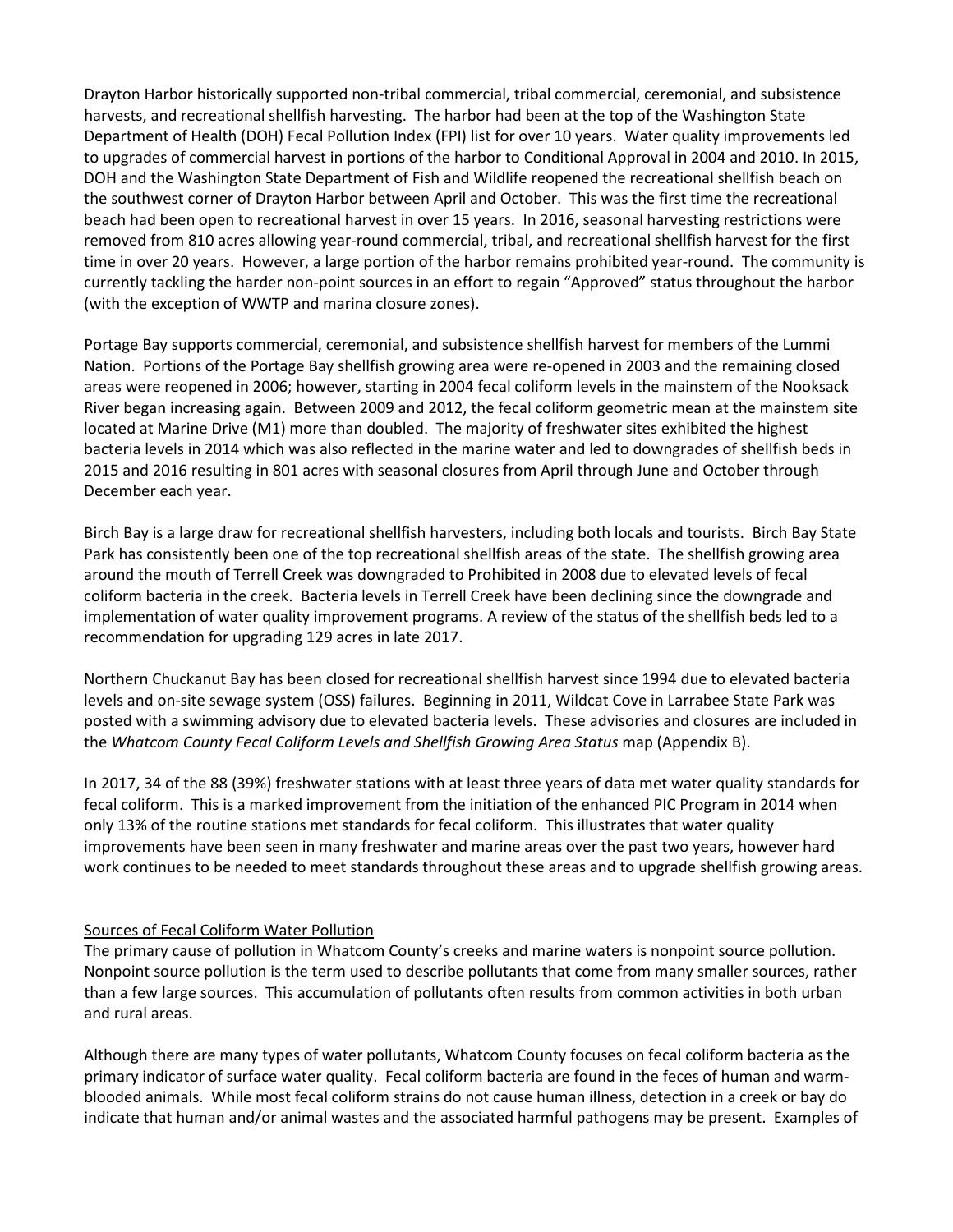Drayton Harbor historically supported non-tribal commercial, tribal commercial, ceremonial, and subsistence harvests, and recreational shellfish harvesting. The harbor had been at the top of the Washington State Department of Health (DOH) Fecal Pollution Index (FPI) list for over 10 years. Water quality improvements led to upgrades of commercial harvest in portions of the harbor to Conditional Approval in 2004 and 2010. In 2015, DOH and the Washington State Department of Fish and Wildlife reopened the recreational shellfish beach on the southwest corner of Drayton Harbor between April and October. This was the first time the recreational beach had been open to recreational harvest in over 15 years. In 2016, seasonal harvesting restrictions were removed from 810 acres allowing year-round commercial, tribal, and recreational shellfish harvest for the first time in over 20 years. However, a large portion of the harbor remains prohibited year-round. The community is currently tackling the harder non-point sources in an effort to regain "Approved" status throughout the harbor (with the exception of WWTP and marina closure zones).

Portage Bay supports commercial, ceremonial, and subsistence shellfish harvest for members of the Lummi Nation. Portions of the Portage Bay shellfish growing area were re-opened in 2003 and the remaining closed areas were reopened in 2006; however, starting in 2004 fecal coliform levels in the mainstem of the Nooksack River began increasing again. Between 2009 and 2012, the fecal coliform geometric mean at the mainstem site located at Marine Drive (M1) more than doubled. The majority of freshwater sites exhibited the highest bacteria levels in 2014 which was also reflected in the marine water and led to downgrades of shellfish beds in 2015 and 2016 resulting in 801 acres with seasonal closures from April through June and October through December each year.

Birch Bay is a large draw for recreational shellfish harvesters, including both locals and tourists. Birch Bay State Park has consistently been one of the top recreational shellfish areas of the state. The shellfish growing area around the mouth of Terrell Creek was downgraded to Prohibited in 2008 due to elevated levels of fecal coliform bacteria in the creek. Bacteria levels in Terrell Creek have been declining since the downgrade and implementation of water quality improvement programs. A review of the status of the shellfish beds led to a recommendation for upgrading 129 acres in late 2017.

Northern Chuckanut Bay has been closed for recreational shellfish harvest since 1994 due to elevated bacteria levels and on-site sewage system (OSS) failures. Beginning in 2011, Wildcat Cove in Larrabee State Park was posted with a swimming advisory due to elevated bacteria levels. These advisories and closures are included in the *Whatcom County Fecal Coliform Levels and Shellfish Growing Area Status* map (Appendix B).

In 2017, 34 of the 88 (39%) freshwater stations with at least three years of data met water quality standards for fecal coliform. This is a marked improvement from the initiation of the enhanced PIC Program in 2014 when only 13% of the routine stations met standards for fecal coliform. This illustrates that water quality improvements have been seen in many freshwater and marine areas over the past two years, however hard work continues to be needed to meet standards throughout these areas and to upgrade shellfish growing areas.

## Sources of Fecal Coliform Water Pollution

The primary cause of pollution in Whatcom County's creeks and marine waters is nonpoint source pollution. Nonpoint source pollution is the term used to describe pollutants that come from many smaller sources, rather than a few large sources. This accumulation of pollutants often results from common activities in both urban and rural areas.

Although there are many types of water pollutants, Whatcom County focuses on fecal coliform bacteria as the primary indicator of surface water quality. Fecal coliform bacteria are found in the feces of human and warm-blooded animals. While most fecal coliform strains do not cause human illness, detection in a creek or bay do indicate that human and/or animal wastes and the associated harmful pathogens may be present. Examples of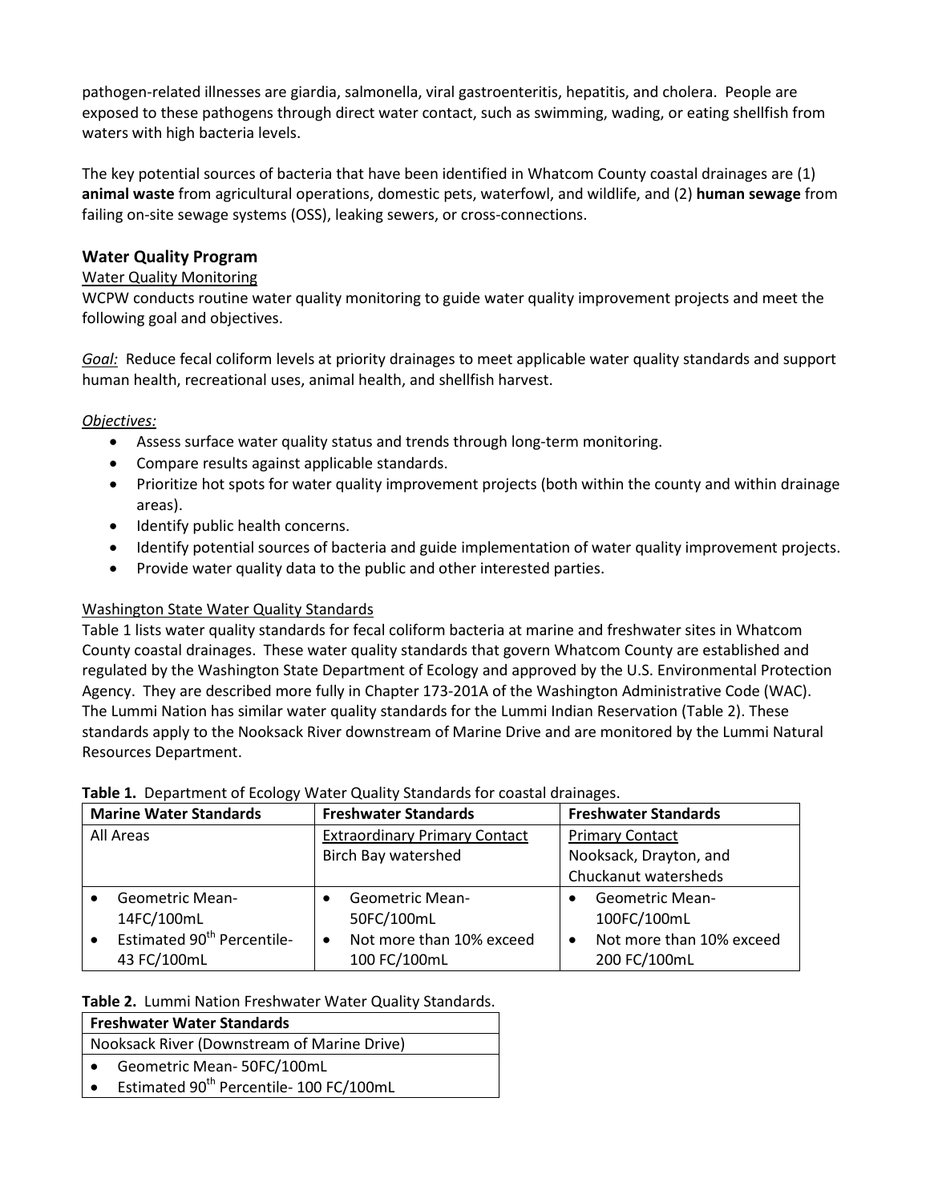pathogen-related illnesses are giardia, salmonella, viral gastroenteritis, hepatitis, and cholera. People are exposed to these pathogens through direct water contact, such as swimming, wading, or eating shellfish from waters with high bacteria levels.

The key potential sources of bacteria that have been identified in Whatcom County coastal drainages are (1) **animal waste** from agricultural operations, domestic pets, waterfowl, and wildlife, and (2) **human sewage** from failing on-site sewage systems (OSS), leaking sewers, or cross-connections.

## Water Quality Program

### Water Quality Monitoring

WCPW conducts routine water quality monitoring to guide water quality improvement projects and meet the following goal and objectives.

*Goal:* Reduce fecal coliform levels at priority drainages to meet applicable water quality standards and support human health, recreational uses, animal health, and shellfish harvest.

*Objectives:*

- Assess surface water quality status and trends through long-term monitoring.
- Compare results against applicable standards.
- Prioritize hot spots for water quality improvement projects (both within the county and within drainage areas).
- Identify public health concerns.
- Identify potential sources of bacteria and guide implementation of water quality improvement projects.
- Provide water quality data to the public and other interested parties.

### Washington State Water Quality Standards

Table 1 lists water quality standards for fecal coliform bacteria at marine and freshwater sites in Whatcom County coastal drainages. These water quality standards that govern Whatcom County are established and regulated by the Washington State Department of Ecology and approved by the U.S. Environmental Protection Agency. They are described more fully in Chapter 173-201A of the Washington Administrative Code (WAC). The Lummi Nation has similar water quality standards for the Lummi Indian Reservation (Table 2). These standards apply to the Nooksack River downstream of Marine Drive and are monitored by the Lummi Natural Resources Department.

**Table 1.** Department of Ecology Water Quality Standards for coastal drainages.

| Marine Water Standards | Freshwater Standards | Freshwater Standards |
|---|---|---|
| All Areas | Extraordinary Primary Contact<br>Birch Bay watershed | Primary Contact<br>Nooksack, Drayton, and Chuckanut watersheds |
| • Geometric Mean- 14FC/100mL<br>• Estimated 90th Percentile- 43 FC/100mL | • Geometric Mean- 50FC/100mL<br>• Not more than 10% exceed 100 FC/100mL | • Geometric Mean- 100FC/100mL<br>• Not more than 10% exceed 200 FC/100mL |

**Table 2.** Lummi Nation Freshwater Water Quality Standards.

| Freshwater Water Standards |
|---|
| Nooksack River (Downstream of Marine Drive) |
| • Geometric Mean- 50FC/100mL<br>• Estimated 90th Percentile- 100 FC/100mL |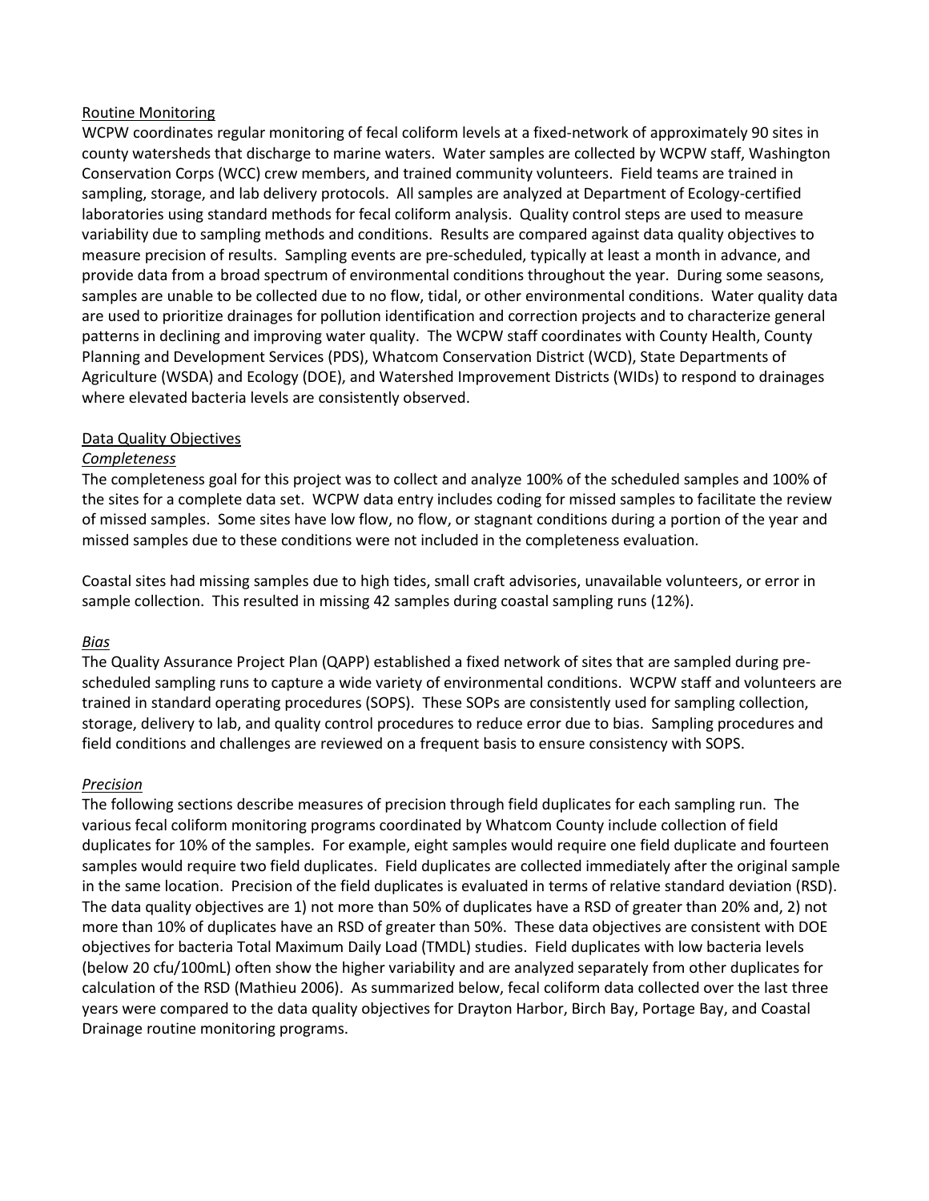## Routine Monitoring

WCPW coordinates regular monitoring of fecal coliform levels at a fixed-network of approximately 90 sites in county watersheds that discharge to marine waters. Water samples are collected by WCPW staff, Washington Conservation Corps (WCC) crew members, and trained community volunteers. Field teams are trained in sampling, storage, and lab delivery protocols. All samples are analyzed at Department of Ecology-certified laboratories using standard methods for fecal coliform analysis. Quality control steps are used to measure variability due to sampling methods and conditions. Results are compared against data quality objectives to measure precision of results. Sampling events are pre-scheduled, typically at least a month in advance, and provide data from a broad spectrum of environmental conditions throughout the year. During some seasons, samples are unable to be collected due to no flow, tidal, or other environmental conditions. Water quality data are used to prioritize drainages for pollution identification and correction projects and to characterize general patterns in declining and improving water quality. The WCPW staff coordinates with County Health, County Planning and Development Services (PDS), Whatcom Conservation District (WCD), State Departments of Agriculture (WSDA) and Ecology (DOE), and Watershed Improvement Districts (WIDs) to respond to drainages where elevated bacteria levels are consistently observed.

## Data Quality Objectives

### *Completeness*

The completeness goal for this project was to collect and analyze 100% of the scheduled samples and 100% of the sites for a complete data set. WCPW data entry includes coding for missed samples to facilitate the review of missed samples. Some sites have low flow, no flow, or stagnant conditions during a portion of the year and missed samples due to these conditions were not included in the completeness evaluation.

Coastal sites had missing samples due to high tides, small craft advisories, unavailable volunteers, or error in sample collection. This resulted in missing 42 samples during coastal sampling runs (12%).

### *Bias*

The Quality Assurance Project Plan (QAPP) established a fixed network of sites that are sampled during pre-scheduled sampling runs to capture a wide variety of environmental conditions. WCPW staff and volunteers are trained in standard operating procedures (SOPS). These SOPs are consistently used for sampling collection, storage, delivery to lab, and quality control procedures to reduce error due to bias. Sampling procedures and field conditions and challenges are reviewed on a frequent basis to ensure consistency with SOPS.

### *Precision*

The following sections describe measures of precision through field duplicates for each sampling run. The various fecal coliform monitoring programs coordinated by Whatcom County include collection of field duplicates for 10% of the samples. For example, eight samples would require one field duplicate and fourteen samples would require two field duplicates. Field duplicates are collected immediately after the original sample in the same location. Precision of the field duplicates is evaluated in terms of relative standard deviation (RSD). The data quality objectives are 1) not more than 50% of duplicates have a RSD of greater than 20% and, 2) not more than 10% of duplicates have an RSD of greater than 50%. These data objectives are consistent with DOE objectives for bacteria Total Maximum Daily Load (TMDL) studies. Field duplicates with low bacteria levels (below 20 cfu/100mL) often show the higher variability and are analyzed separately from other duplicates for calculation of the RSD (Mathieu 2006). As summarized below, fecal coliform data collected over the last three years were compared to the data quality objectives for Drayton Harbor, Birch Bay, Portage Bay, and Coastal Drainage routine monitoring programs.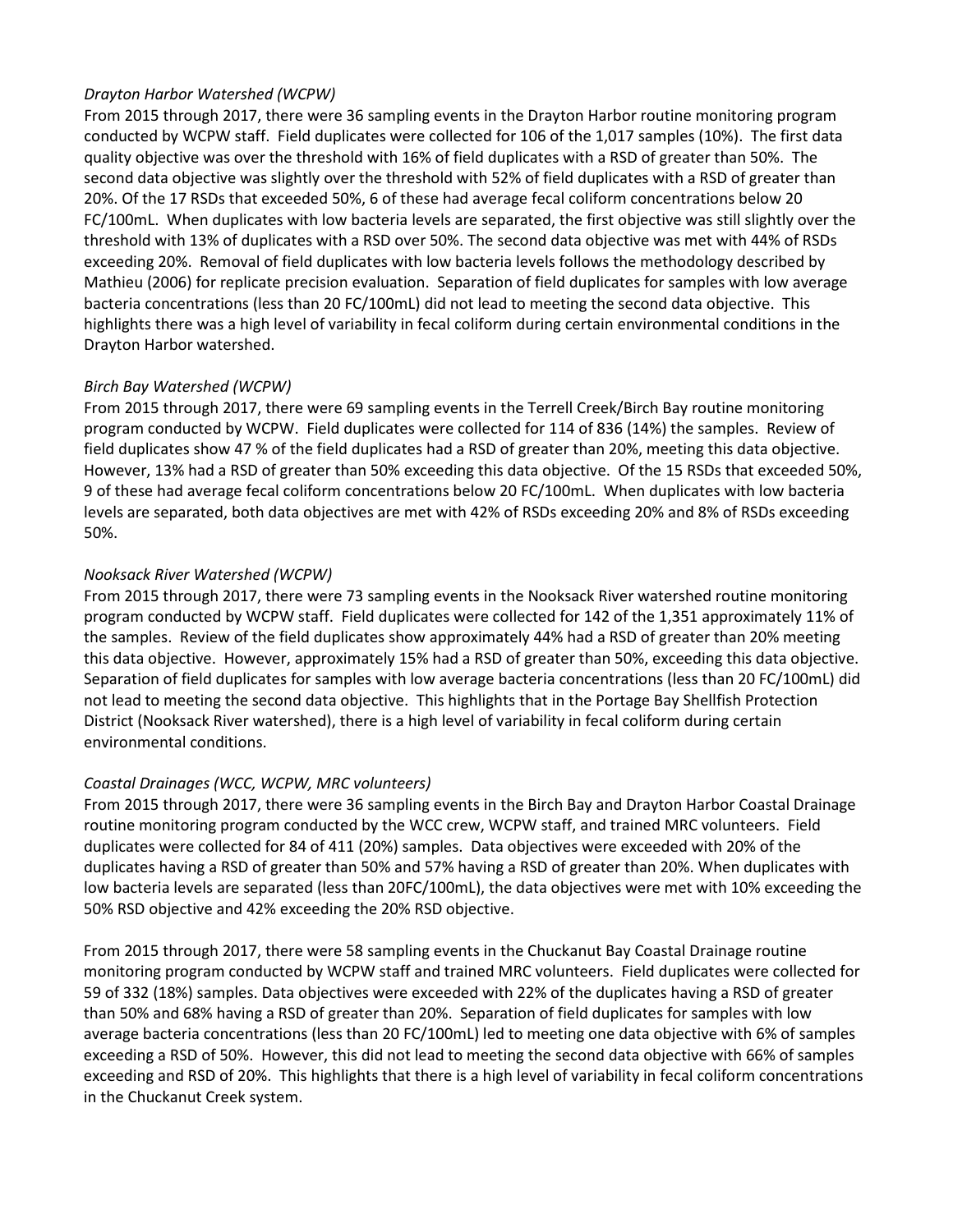*Drayton Harbor Watershed (WCPW)*

From 2015 through 2017, there were 36 sampling events in the Drayton Harbor routine monitoring program conducted by WCPW staff. Field duplicates were collected for 106 of the 1,017 samples (10%). The first data quality objective was over the threshold with 16% of field duplicates with a RSD of greater than 50%. The second data objective was slightly over the threshold with 52% of field duplicates with a RSD of greater than 20%. Of the 17 RSDs that exceeded 50%, 6 of these had average fecal coliform concentrations below 20 FC/100mL. When duplicates with low bacteria levels are separated, the first objective was still slightly over the threshold with 13% of duplicates with a RSD over 50%. The second data objective was met with 44% of RSDs exceeding 20%. Removal of field duplicates with low bacteria levels follows the methodology described by Mathieu (2006) for replicate precision evaluation. Separation of field duplicates for samples with low average bacteria concentrations (less than 20 FC/100mL) did not lead to meeting the second data objective. This highlights there was a high level of variability in fecal coliform during certain environmental conditions in the Drayton Harbor watershed.

*Birch Bay Watershed (WCPW)*

From 2015 through 2017, there were 69 sampling events in the Terrell Creek/Birch Bay routine monitoring program conducted by WCPW. Field duplicates were collected for 114 of 836 (14%) the samples. Review of field duplicates show 47 % of the field duplicates had a RSD of greater than 20%, meeting this data objective. However, 13% had a RSD of greater than 50% exceeding this data objective. Of the 15 RSDs that exceeded 50%, 9 of these had average fecal coliform concentrations below 20 FC/100mL. When duplicates with low bacteria levels are separated, both data objectives are met with 42% of RSDs exceeding 20% and 8% of RSDs exceeding 50%.

*Nooksack River Watershed (WCPW)*

From 2015 through 2017, there were 73 sampling events in the Nooksack River watershed routine monitoring program conducted by WCPW staff. Field duplicates were collected for 142 of the 1,351 approximately 11% of the samples. Review of the field duplicates show approximately 44% had a RSD of greater than 20% meeting this data objective. However, approximately 15% had a RSD of greater than 50%, exceeding this data objective. Separation of field duplicates for samples with low average bacteria concentrations (less than 20 FC/100mL) did not lead to meeting the second data objective. This highlights that in the Portage Bay Shellfish Protection District (Nooksack River watershed), there is a high level of variability in fecal coliform during certain environmental conditions.

*Coastal Drainages (WCC, WCPW, MRC volunteers)*

From 2015 through 2017, there were 36 sampling events in the Birch Bay and Drayton Harbor Coastal Drainage routine monitoring program conducted by the WCC crew, WCPW staff, and trained MRC volunteers. Field duplicates were collected for 84 of 411 (20%) samples. Data objectives were exceeded with 20% of the duplicates having a RSD of greater than 50% and 57% having a RSD of greater than 20%. When duplicates with low bacteria levels are separated (less than 20FC/100mL), the data objectives were met with 10% exceeding the 50% RSD objective and 42% exceeding the 20% RSD objective.

From 2015 through 2017, there were 58 sampling events in the Chuckanut Bay Coastal Drainage routine monitoring program conducted by WCPW staff and trained MRC volunteers. Field duplicates were collected for 59 of 332 (18%) samples. Data objectives were exceeded with 22% of the duplicates having a RSD of greater than 50% and 68% having a RSD of greater than 20%. Separation of field duplicates for samples with low average bacteria concentrations (less than 20 FC/100mL) led to meeting one data objective with 6% of samples exceeding a RSD of 50%. However, this did not lead to meeting the second data objective with 66% of samples exceeding and RSD of 20%. This highlights that there is a high level of variability in fecal coliform concentrations in the Chuckanut Creek system.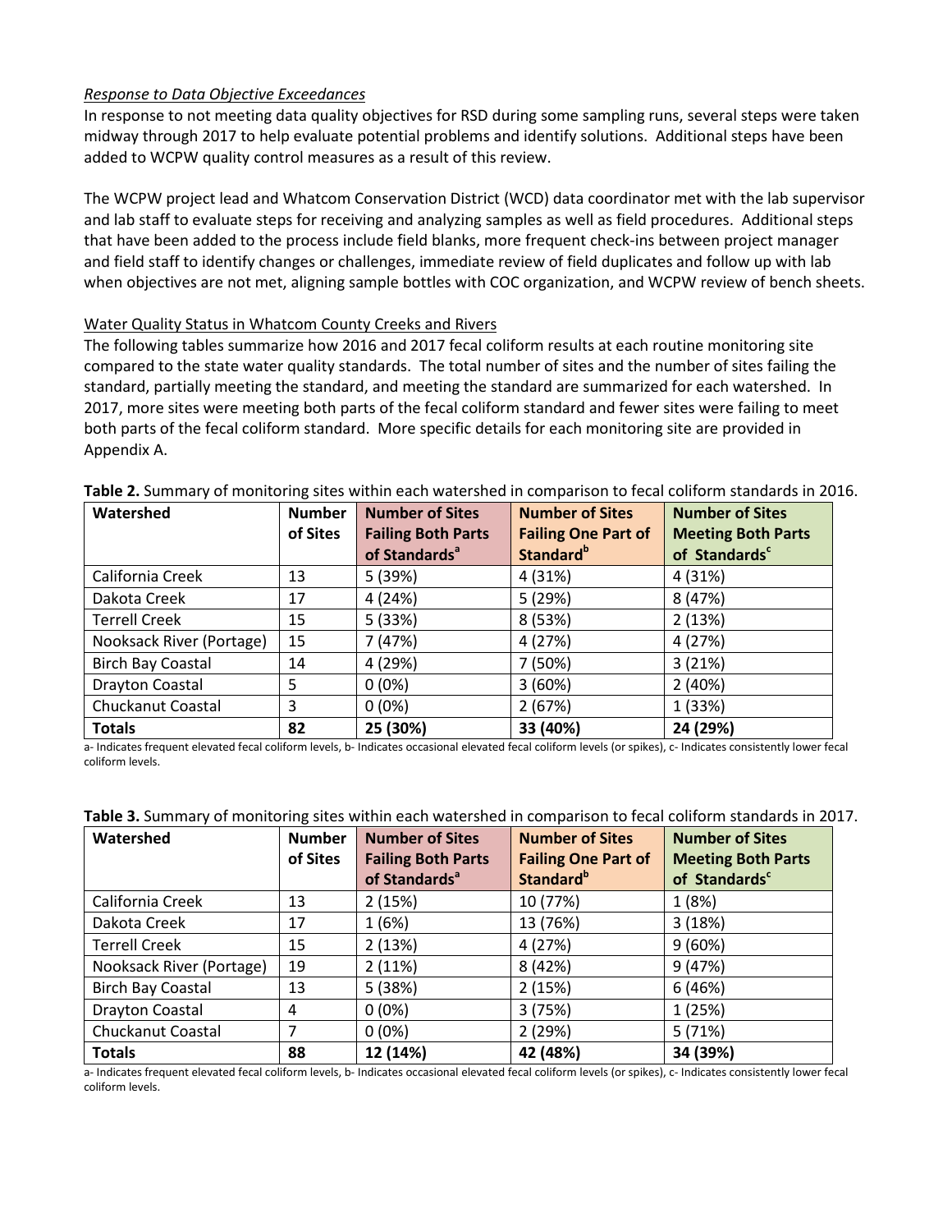*Response to Data Objective Exceedances*

In response to not meeting data quality objectives for RSD during some sampling runs, several steps were taken midway through 2017 to help evaluate potential problems and identify solutions. Additional steps have been added to WCPW quality control measures as a result of this review.

The WCPW project lead and Whatcom Conservation District (WCD) data coordinator met with the lab supervisor and lab staff to evaluate steps for receiving and analyzing samples as well as field procedures. Additional steps that have been added to the process include field blanks, more frequent check-ins between project manager and field staff to identify changes or challenges, immediate review of field duplicates and follow up with lab when objectives are not met, aligning sample bottles with COC organization, and WCPW review of bench sheets.

## Water Quality Status in Whatcom County Creeks and Rivers

The following tables summarize how 2016 and 2017 fecal coliform results at each routine monitoring site compared to the state water quality standards. The total number of sites and the number of sites failing the standard, partially meeting the standard, and meeting the standard are summarized for each watershed. In 2017, more sites were meeting both parts of the fecal coliform standard and fewer sites were failing to meet both parts of the fecal coliform standard. More specific details for each monitoring site are provided in Appendix A.

**Table 2.** Summary of monitoring sites within each watershed in comparison to fecal coliform standards in 2016.

| Watershed | Number of Sites | Number of Sites Failing Both Parts of Standards[a] | Number of Sites Failing One Part of Standard[b] | Number of Sites Meeting Both Parts of Standards[c] |
|---|---|---|---|---|
| California Creek | 13 | 5 (39%) | 4 (31%) | 4 (31%) |
| Dakota Creek | 17 | 4 (24%) | 5 (29%) | 8 (47%) |
| Terrell Creek | 15 | 5 (33%) | 8 (53%) | 2 (13%) |
| Nooksack River (Portage) | 15 | 7 (47%) | 4 (27%) | 4 (27%) |
| Birch Bay Coastal | 14 | 4 (29%) | 7 (50%) | 3 (21%) |
| Drayton Coastal | 5 | 0 (0%) | 3 (60%) | 2 (40%) |
| Chuckanut Coastal | 3 | 0 (0%) | 2 (67%) | 1 (33%) |
| **Totals** | **82** | **25 (30%)** | **33 (40%)** | **24 (29%)** |

a- Indicates frequent elevated fecal coliform levels, b- Indicates occasional elevated fecal coliform levels (or spikes), c- Indicates consistently lower fecal coliform levels.

**Table 3.** Summary of monitoring sites within each watershed in comparison to fecal coliform standards in 2017.

| Watershed | Number of Sites | Number of Sites Failing Both Parts of Standards[a] | Number of Sites Failing One Part of Standard[b] | Number of Sites Meeting Both Parts of Standards[c] |
|---|---|---|---|---|
| California Creek | 13 | 2 (15%) | 10 (77%) | 1 (8%) |
| Dakota Creek | 17 | 1 (6%) | 13 (76%) | 3 (18%) |
| Terrell Creek | 15 | 2 (13%) | 4 (27%) | 9 (60%) |
| Nooksack River (Portage) | 19 | 2 (11%) | 8 (42%) | 9 (47%) |
| Birch Bay Coastal | 13 | 5 (38%) | 2 (15%) | 6 (46%) |
| Drayton Coastal | 4 | 0 (0%) | 3 (75%) | 1 (25%) |
| Chuckanut Coastal | 7 | 0 (0%) | 2 (29%) | 5 (71%) |
| **Totals** | **88** | **12 (14%)** | **42 (48%)** | **34 (39%)** |

a- Indicates frequent elevated fecal coliform levels, b- Indicates occasional elevated fecal coliform levels (or spikes), c- Indicates consistently lower fecal coliform levels.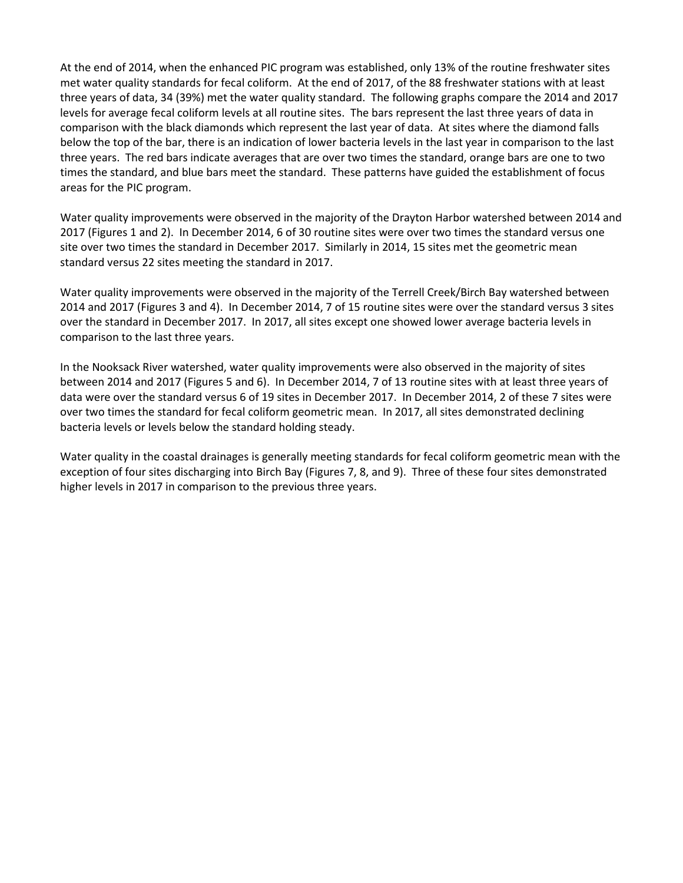At the end of 2014, when the enhanced PIC program was established, only 13% of the routine freshwater sites met water quality standards for fecal coliform. At the end of 2017, of the 88 freshwater stations with at least three years of data, 34 (39%) met the water quality standard. The following graphs compare the 2014 and 2017 levels for average fecal coliform levels at all routine sites. The bars represent the last three years of data in comparison with the black diamonds which represent the last year of data. At sites where the diamond falls below the top of the bar, there is an indication of lower bacteria levels in the last year in comparison to the last three years. The red bars indicate averages that are over two times the standard, orange bars are one to two times the standard, and blue bars meet the standard. These patterns have guided the establishment of focus areas for the PIC program.

Water quality improvements were observed in the majority of the Drayton Harbor watershed between 2014 and 2017 (Figures 1 and 2). In December 2014, 6 of 30 routine sites were over two times the standard versus one site over two times the standard in December 2017. Similarly in 2014, 15 sites met the geometric mean standard versus 22 sites meeting the standard in 2017.

Water quality improvements were observed in the majority of the Terrell Creek/Birch Bay watershed between 2014 and 2017 (Figures 3 and 4). In December 2014, 7 of 15 routine sites were over the standard versus 3 sites over the standard in December 2017. In 2017, all sites except one showed lower average bacteria levels in comparison to the last three years.

In the Nooksack River watershed, water quality improvements were also observed in the majority of sites between 2014 and 2017 (Figures 5 and 6). In December 2014, 7 of 13 routine sites with at least three years of data were over the standard versus 6 of 19 sites in December 2017. In December 2014, 2 of these 7 sites were over two times the standard for fecal coliform geometric mean. In 2017, all sites demonstrated declining bacteria levels or levels below the standard holding steady.

Water quality in the coastal drainages is generally meeting standards for fecal coliform geometric mean with the exception of four sites discharging into Birch Bay (Figures 7, 8, and 9). Three of these four sites demonstrated higher levels in 2017 in comparison to the previous three years.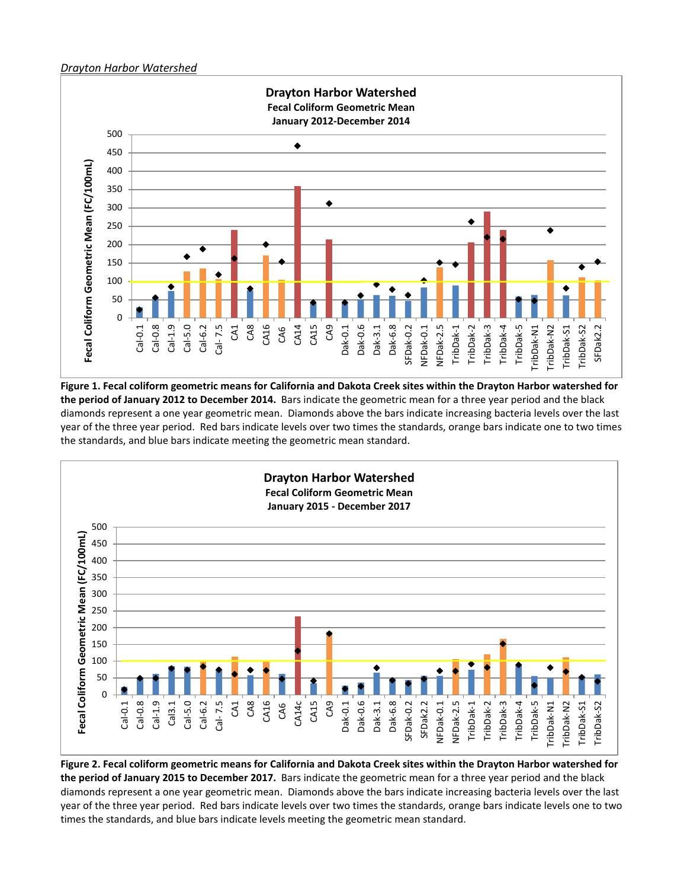*Drayton Harbor Watershed*

Figure 1. Fecal coliform geometric means for California and Dakota Creek sites within the Drayton Harbor watershed for the period of January 2012 to December 2014. Bars indicate the geometric mean for a three year period and the black diamonds represent a one year geometric mean. Diamonds above the bars indicate increasing bacteria levels over the last year of the three year period. Red bars indicate levels over two times the standards, orange bars indicate one to two times the standards, and blue bars indicate meeting the geometric mean standard.

**Figure 1. Fecal coliform geometric means for California and Dakota Creek sites within the Drayton Harbor watershed for the period of January 2012 to December 2014.** Bars indicate the geometric mean for a three year period and the black diamonds represent a one year geometric mean. Diamonds above the bars indicate increasing bacteria levels over the last year of the three year period. Red bars indicate levels over two times the standards, orange bars indicate one to two times the standards, and blue bars indicate meeting the geometric mean standard.

**Figure 2. Fecal coliform geometric means for California and Dakota Creek sites within the Drayton Harbor watershed for the period of January 2015 to December 2017.** Bars indicate the geometric mean for a three year period and the black diamonds represent a one year geometric mean. Diamonds above the bars indicate increasing bacteria levels over the last year of the three year period. Red bars indicate levels over two times the standards, orange bars indicate levels one to two times the standards, and blue bars indicate levels meeting the geometric mean standard.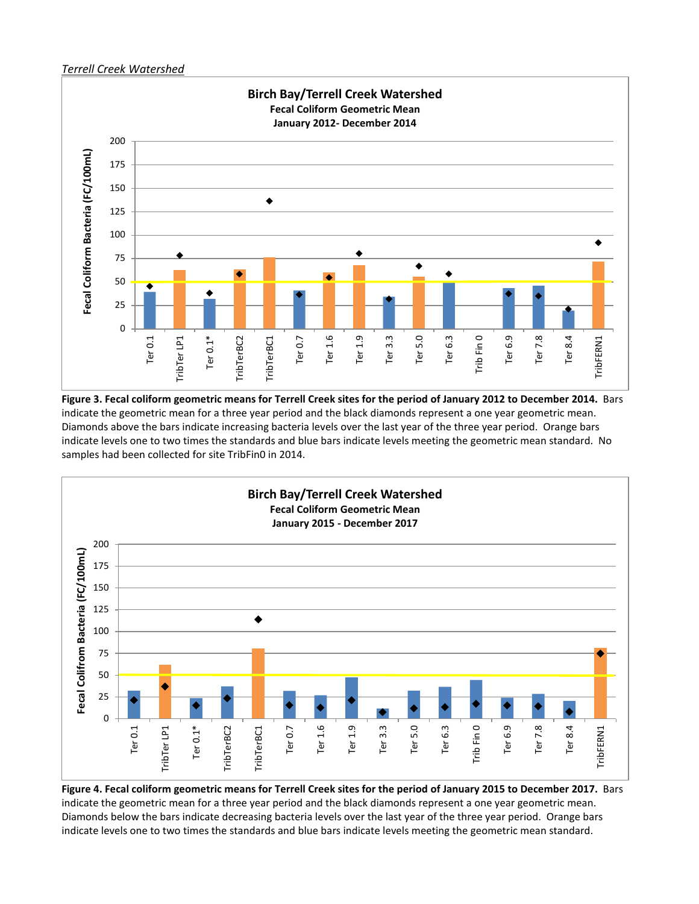*Terrell Creek Watershed*

**Figure 3. Fecal coliform geometric means for Terrell Creek sites for the period of January 2012 to December 2014.** Bars indicate the geometric mean for a three year period and the black diamonds represent a one year geometric mean. Diamonds above the bars indicate increasing bacteria levels over the last year of the three year period. Orange bars indicate levels one to two times the standards and blue bars indicate levels meeting the geometric mean standard. No samples had been collected for site TribFin0 in 2014.

**Figure 4. Fecal coliform geometric means for Terrell Creek sites for the period of January 2015 to December 2017.** Bars indicate the geometric mean for a three year period and the black diamonds represent a one year geometric mean. Diamonds below the bars indicate decreasing bacteria levels over the last year of the three year period. Orange bars indicate levels one to two times the standards and blue bars indicate levels meeting the geometric mean standard.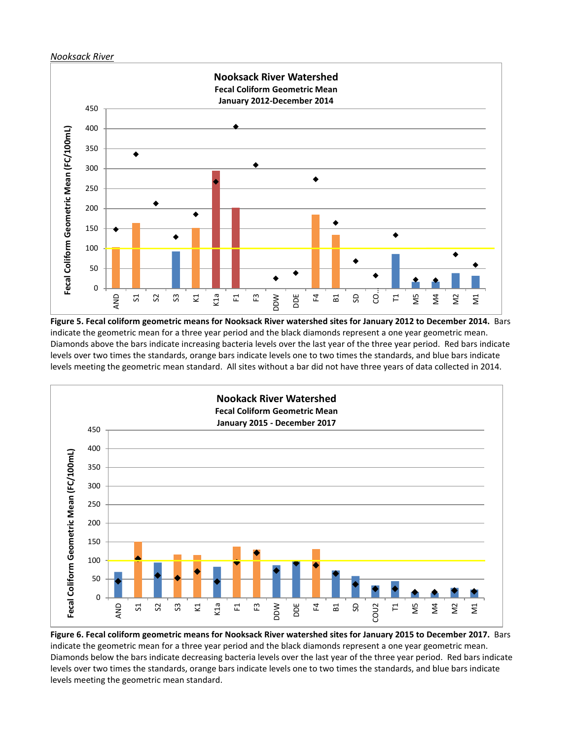*Nooksack River*

Figure 5. Fecal coliform geometric means for Nooksack River watershed sites for January 2012 to December 2014. Bars indicate the geometric mean for a three year period and the black diamonds represent a one year geometric mean. Diamonds above the bars indicate increasing bacteria levels over the last year of the three year period. Red bars indicate levels over two times the standards, orange bars indicate levels one to two times the standards, and blue bars indicate levels meeting the geometric mean standard. All sites without a bar did not have three years of data collected in 2014.

Figure 6. Fecal coliform geometric means for Nooksack River watershed sites for January 2015 to December 2017. Bars indicate the geometric mean for a three year period and the black diamonds represent a one year geometric mean. Diamonds below the bars indicate decreasing bacteria levels over the last year of the three year period. Red bars indicate levels over two times the standards, orange bars indicate levels one to two times the standards, and blue bars indicate levels meeting the geometric mean standard.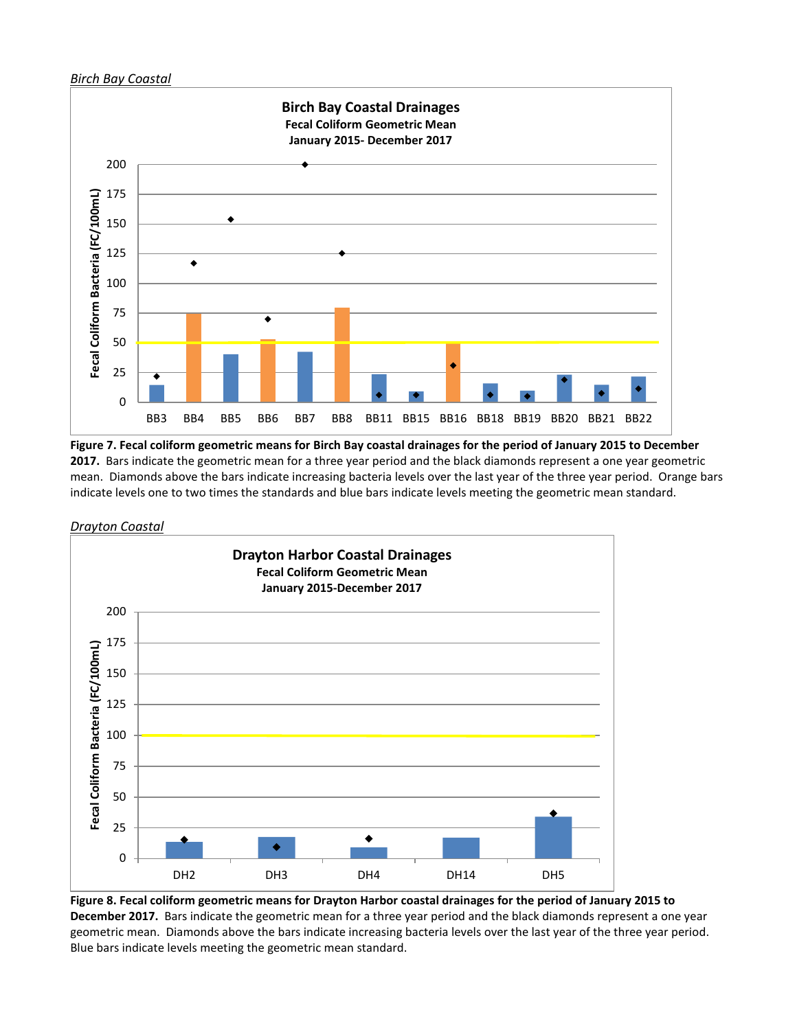*Birch Bay Coastal*

Figure 7. Fecal coliform geometric means for Birch Bay coastal drainages for the period of January 2015 to December 2017. Bars indicate the geometric mean for a three year period and the black diamonds represent a one year geometric mean. Diamonds above the bars indicate increasing bacteria levels over the last year of the three year period. Orange bars indicate levels one to two times the standards and blue bars indicate levels meeting the geometric mean standard.

*Drayton Coastal*

Figure 8. Fecal coliform geometric means for Drayton Harbor coastal drainages for the period of January 2015 to December 2017. Bars indicate the geometric mean for a three year period and the black diamonds represent a one year geometric mean. Diamonds above the bars indicate increasing bacteria levels over the last year of the three year period. Blue bars indicate levels meeting the geometric mean standard.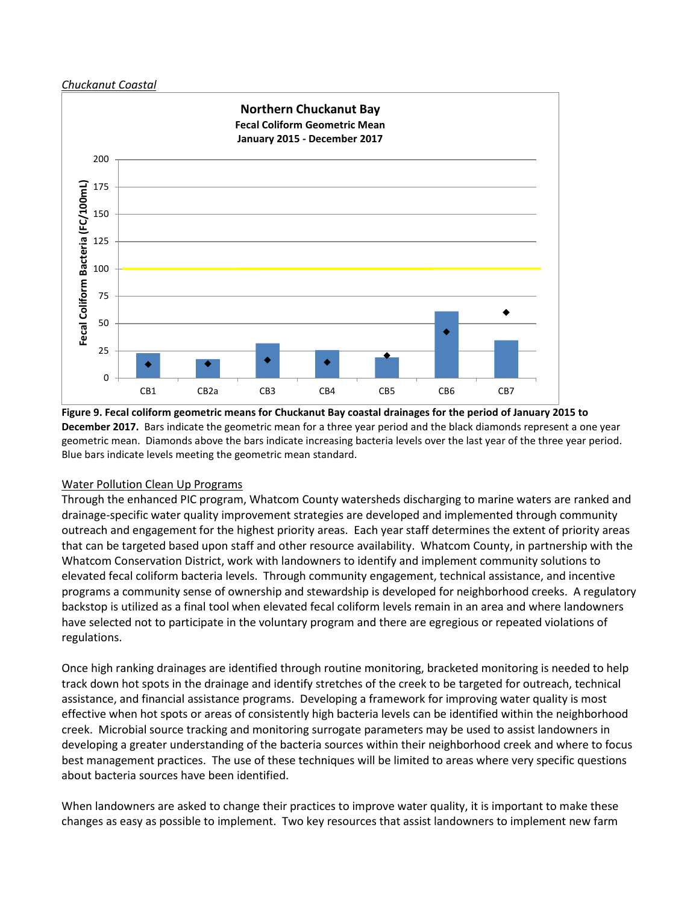*Chuckanut Coastal*

**Northern Chuckanut Bay**
**Fecal Coliform Geometric Mean**
**January 2015 - December 2017**

**Figure 9. Fecal coliform geometric means for Chuckanut Bay coastal drainages for the period of January 2015 to December 2017.** Bars indicate the geometric mean for a three year period and the black diamonds represent a one year geometric mean. Diamonds above the bars indicate increasing bacteria levels over the last year of the three year period. Blue bars indicate levels meeting the geometric mean standard.

## Water Pollution Clean Up Programs

Through the enhanced PIC program, Whatcom County watersheds discharging to marine waters are ranked and drainage-specific water quality improvement strategies are developed and implemented through community outreach and engagement for the highest priority areas. Each year staff determines the extent of priority areas that can be targeted based upon staff and other resource availability. Whatcom County, in partnership with the Whatcom Conservation District, work with landowners to identify and implement community solutions to elevated fecal coliform bacteria levels. Through community engagement, technical assistance, and incentive programs a community sense of ownership and stewardship is developed for neighborhood creeks. A regulatory backstop is utilized as a final tool when elevated fecal coliform levels remain in an area and where landowners have selected not to participate in the voluntary program and there are egregious or repeated violations of regulations.

Once high ranking drainages are identified through routine monitoring, bracketed monitoring is needed to help track down hot spots in the drainage and identify stretches of the creek to be targeted for outreach, technical assistance, and financial assistance programs. Developing a framework for improving water quality is most effective when hot spots or areas of consistently high bacteria levels can be identified within the neighborhood creek. Microbial source tracking and monitoring surrogate parameters may be used to assist landowners in developing a greater understanding of the bacteria sources within their neighborhood creek and where to focus best management practices. The use of these techniques will be limited to areas where very specific questions about bacteria sources have been identified.

When landowners are asked to change their practices to improve water quality, it is important to make these changes as easy as possible to implement. Two key resources that assist landowners to implement new farm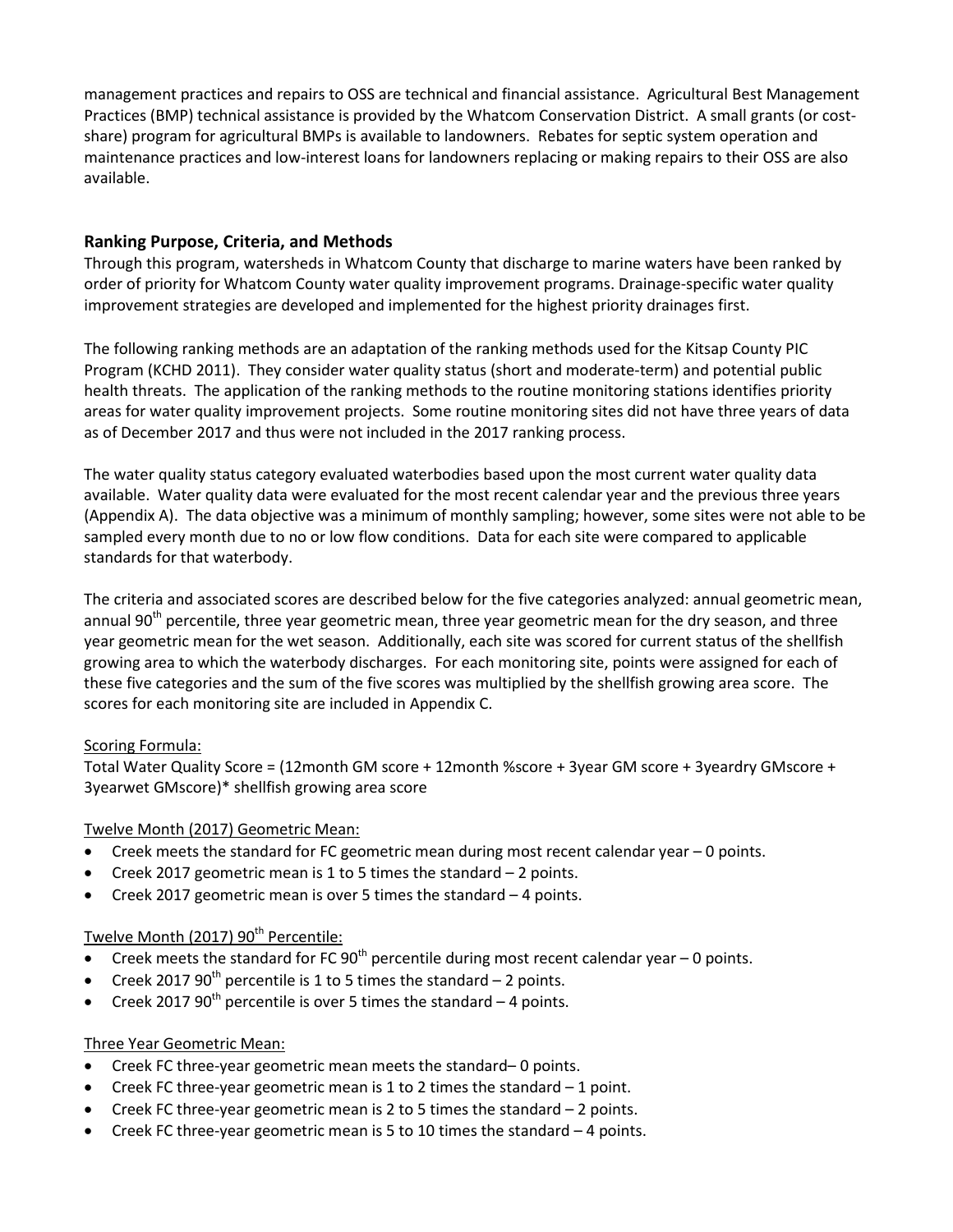management practices and repairs to OSS are technical and financial assistance. Agricultural Best Management Practices (BMP) technical assistance is provided by the Whatcom Conservation District. A small grants (or cost-share) program for agricultural BMPs is available to landowners. Rebates for septic system operation and maintenance practices and low-interest loans for landowners replacing or making repairs to their OSS are also available.

## Ranking Purpose, Criteria, and Methods

Through this program, watersheds in Whatcom County that discharge to marine waters have been ranked by order of priority for Whatcom County water quality improvement programs. Drainage-specific water quality improvement strategies are developed and implemented for the highest priority drainages first.

The following ranking methods are an adaptation of the ranking methods used for the Kitsap County PIC Program (KCHD 2011). They consider water quality status (short and moderate-term) and potential public health threats. The application of the ranking methods to the routine monitoring stations identifies priority areas for water quality improvement projects. Some routine monitoring sites did not have three years of data as of December 2017 and thus were not included in the 2017 ranking process.

The water quality status category evaluated waterbodies based upon the most current water quality data available. Water quality data were evaluated for the most recent calendar year and the previous three years (Appendix A). The data objective was a minimum of monthly sampling; however, some sites were not able to be sampled every month due to no or low flow conditions. Data for each site were compared to applicable standards for that waterbody.

The criteria and associated scores are described below for the five categories analyzed: annual geometric mean, annual 90th percentile, three year geometric mean, three year geometric mean for the dry season, and three year geometric mean for the wet season. Additionally, each site was scored for current status of the shellfish growing area to which the waterbody discharges. For each monitoring site, points were assigned for each of these five categories and the sum of the five scores was multiplied by the shellfish growing area score. The scores for each monitoring site are included in Appendix C.

<u>Scoring Formula:</u>

Total Water Quality Score = (12month GM score + 12month %score + 3year GM score + 3yeardry GMscore + 3yearwet GMscore)* shellfish growing area score

<u>Twelve Month (2017) Geometric Mean:</u>

- Creek meets the standard for FC geometric mean during most recent calendar year – 0 points.
- Creek 2017 geometric mean is 1 to 5 times the standard – 2 points.
- Creek 2017 geometric mean is over 5 times the standard – 4 points.

<u>Twelve Month (2017) 90th Percentile:</u>

- Creek meets the standard for FC 90th percentile during most recent calendar year – 0 points.
- Creek 2017 90th percentile is 1 to 5 times the standard – 2 points.
- Creek 2017 90th percentile is over 5 times the standard – 4 points.

<u>Three Year Geometric Mean:</u>

- Creek FC three-year geometric mean meets the standard– 0 points.
- Creek FC three-year geometric mean is 1 to 2 times the standard – 1 point.
- Creek FC three-year geometric mean is 2 to 5 times the standard – 2 points.
- Creek FC three-year geometric mean is 5 to 10 times the standard – 4 points.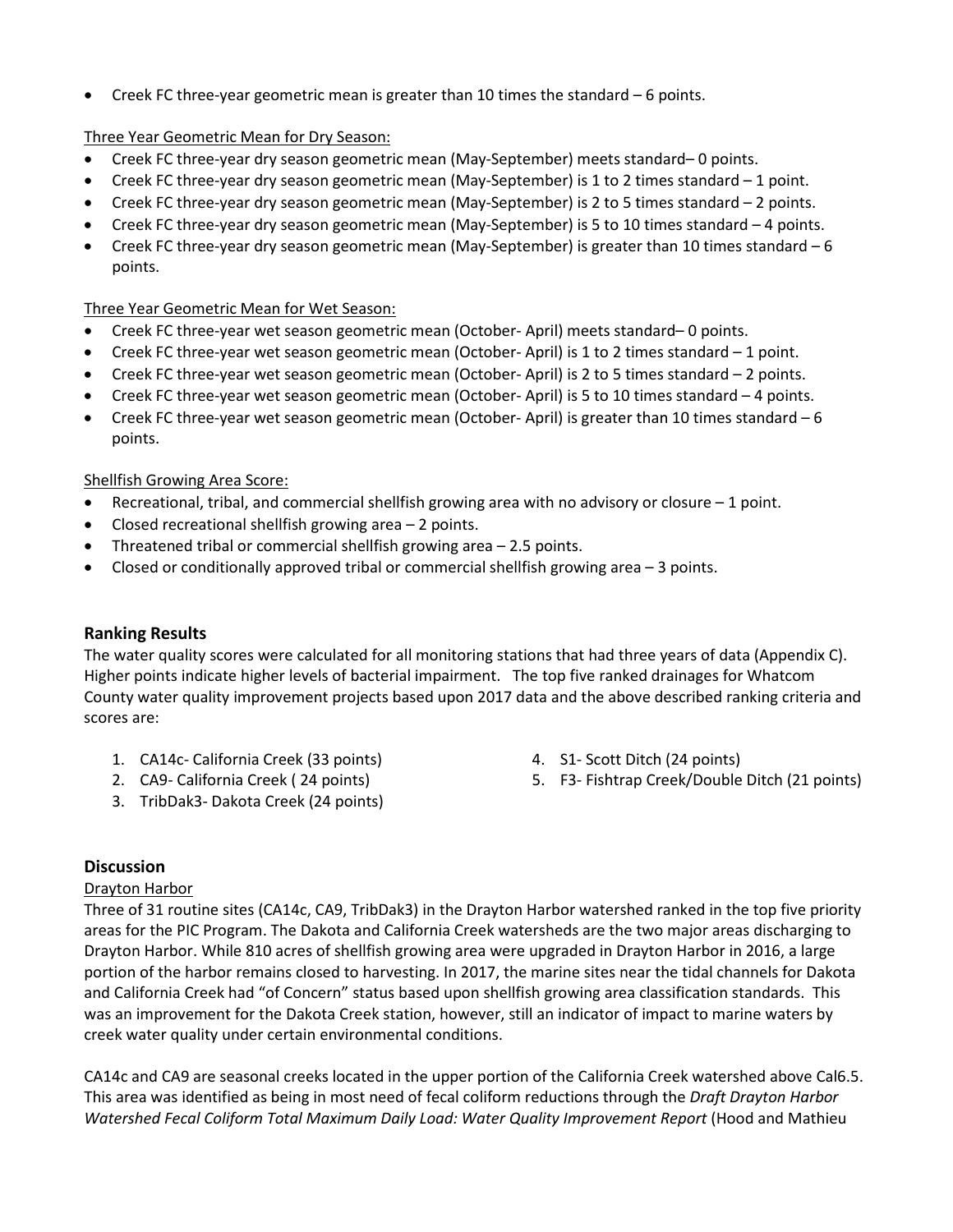- Creek FC three-year geometric mean is greater than 10 times the standard – 6 points.

Three Year Geometric Mean for Dry Season:

- Creek FC three-year dry season geometric mean (May-September) meets standard– 0 points.
- Creek FC three-year dry season geometric mean (May-September) is 1 to 2 times standard – 1 point.
- Creek FC three-year dry season geometric mean (May-September) is 2 to 5 times standard – 2 points.
- Creek FC three-year dry season geometric mean (May-September) is 5 to 10 times standard – 4 points.
- Creek FC three-year dry season geometric mean (May-September) is greater than 10 times standard – 6 points.

Three Year Geometric Mean for Wet Season:

- Creek FC three-year wet season geometric mean (October- April) meets standard– 0 points.
- Creek FC three-year wet season geometric mean (October- April) is 1 to 2 times standard – 1 point.
- Creek FC three-year wet season geometric mean (October- April) is 2 to 5 times standard – 2 points.
- Creek FC three-year wet season geometric mean (October- April) is 5 to 10 times standard – 4 points.
- Creek FC three-year wet season geometric mean (October- April) is greater than 10 times standard – 6 points.

Shellfish Growing Area Score:

- Recreational, tribal, and commercial shellfish growing area with no advisory or closure – 1 point.
- Closed recreational shellfish growing area – 2 points.
- Threatened tribal or commercial shellfish growing area – 2.5 points.
- Closed or conditionally approved tribal or commercial shellfish growing area – 3 points.

## Ranking Results

The water quality scores were calculated for all monitoring stations that had three years of data (Appendix C). Higher points indicate higher levels of bacterial impairment. The top five ranked drainages for Whatcom County water quality improvement projects based upon 2017 data and the above described ranking criteria and scores are:

1. CA14c- California Creek (33 points)
2. CA9- California Creek ( 24 points)
3. TribDak3- Dakota Creek (24 points)
4. S1- Scott Ditch (24 points)
5. F3- Fishtrap Creek/Double Ditch (21 points)

## Discussion

Drayton Harbor

Three of 31 routine sites (CA14c, CA9, TribDak3) in the Drayton Harbor watershed ranked in the top five priority areas for the PIC Program. The Dakota and California Creek watersheds are the two major areas discharging to Drayton Harbor. While 810 acres of shellfish growing area were upgraded in Drayton Harbor in 2016, a large portion of the harbor remains closed to harvesting. In 2017, the marine sites near the tidal channels for Dakota and California Creek had "of Concern" status based upon shellfish growing area classification standards. This was an improvement for the Dakota Creek station, however, still an indicator of impact to marine waters by creek water quality under certain environmental conditions.

CA14c and CA9 are seasonal creeks located in the upper portion of the California Creek watershed above Cal6.5. This area was identified as being in most need of fecal coliform reductions through the *Draft Drayton Harbor Watershed Fecal Coliform Total Maximum Daily Load: Water Quality Improvement Report* (Hood and Mathieu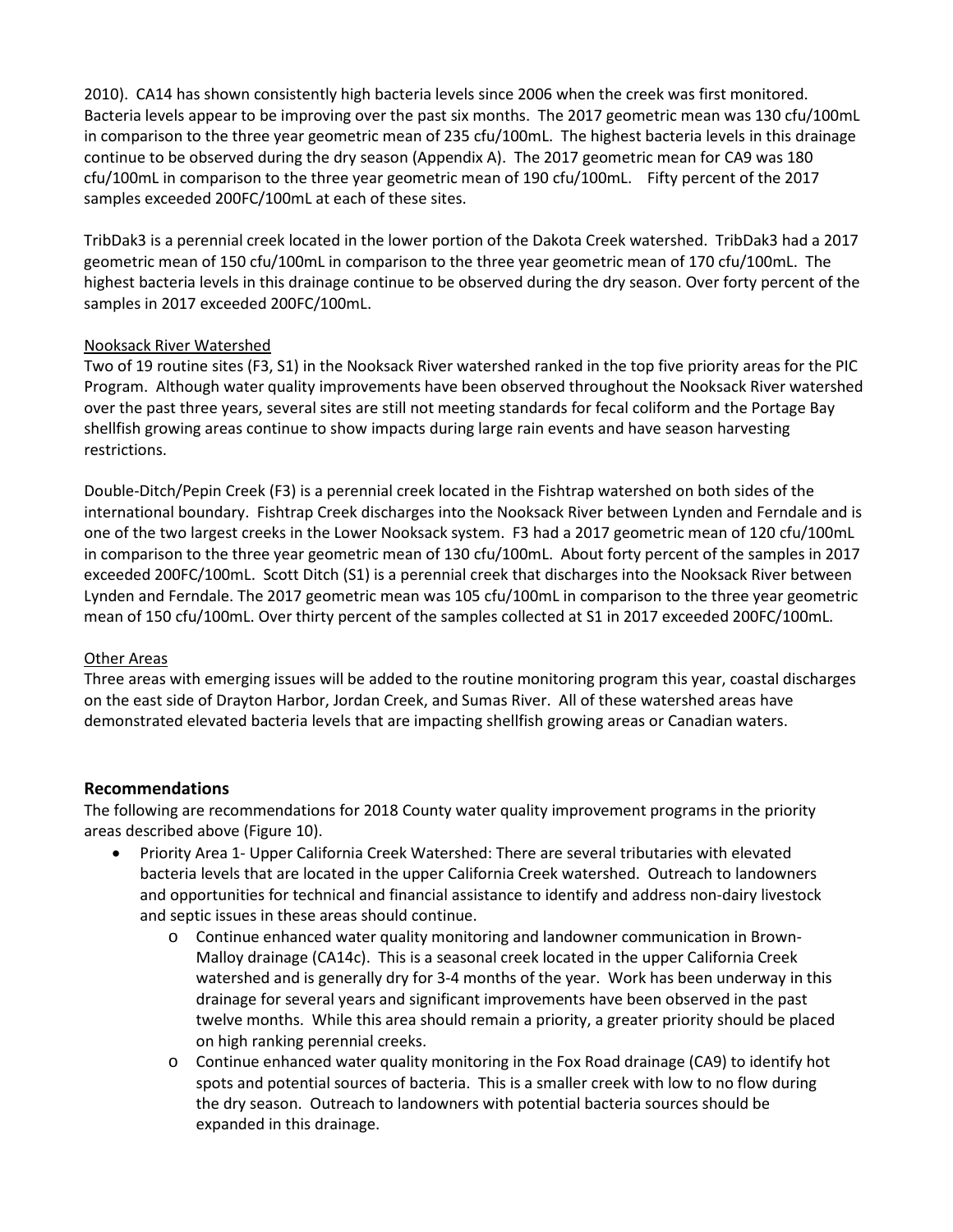2010). CA14 has shown consistently high bacteria levels since 2006 when the creek was first monitored. Bacteria levels appear to be improving over the past six months. The 2017 geometric mean was 130 cfu/100mL in comparison to the three year geometric mean of 235 cfu/100mL. The highest bacteria levels in this drainage continue to be observed during the dry season (Appendix A). The 2017 geometric mean for CA9 was 180 cfu/100mL in comparison to the three year geometric mean of 190 cfu/100mL. Fifty percent of the 2017 samples exceeded 200FC/100mL at each of these sites.

TribDak3 is a perennial creek located in the lower portion of the Dakota Creek watershed. TribDak3 had a 2017 geometric mean of 150 cfu/100mL in comparison to the three year geometric mean of 170 cfu/100mL. The highest bacteria levels in this drainage continue to be observed during the dry season. Over forty percent of the samples in 2017 exceeded 200FC/100mL.

Nooksack River Watershed

Two of 19 routine sites (F3, S1) in the Nooksack River watershed ranked in the top five priority areas for the PIC Program. Although water quality improvements have been observed throughout the Nooksack River watershed over the past three years, several sites are still not meeting standards for fecal coliform and the Portage Bay shellfish growing areas continue to show impacts during large rain events and have season harvesting restrictions.

Double-Ditch/Pepin Creek (F3) is a perennial creek located in the Fishtrap watershed on both sides of the international boundary. Fishtrap Creek discharges into the Nooksack River between Lynden and Ferndale and is one of the two largest creeks in the Lower Nooksack system. F3 had a 2017 geometric mean of 120 cfu/100mL in comparison to the three year geometric mean of 130 cfu/100mL. About forty percent of the samples in 2017 exceeded 200FC/100mL. Scott Ditch (S1) is a perennial creek that discharges into the Nooksack River between Lynden and Ferndale. The 2017 geometric mean was 105 cfu/100mL in comparison to the three year geometric mean of 150 cfu/100mL. Over thirty percent of the samples collected at S1 in 2017 exceeded 200FC/100mL.

Other Areas

Three areas with emerging issues will be added to the routine monitoring program this year, coastal discharges on the east side of Drayton Harbor, Jordan Creek, and Sumas River. All of these watershed areas have demonstrated elevated bacteria levels that are impacting shellfish growing areas or Canadian waters.

## Recommendations

The following are recommendations for 2018 County water quality improvement programs in the priority areas described above (Figure 10).

- Priority Area 1- Upper California Creek Watershed: There are several tributaries with elevated bacteria levels that are located in the upper California Creek watershed. Outreach to landowners and opportunities for technical and financial assistance to identify and address non-dairy livestock and septic issues in these areas should continue.
    - Continue enhanced water quality monitoring and landowner communication in Brown-Malloy drainage (CA14c). This is a seasonal creek located in the upper California Creek watershed and is generally dry for 3-4 months of the year. Work has been underway in this drainage for several years and significant improvements have been observed in the past twelve months. While this area should remain a priority, a greater priority should be placed on high ranking perennial creeks.
    - Continue enhanced water quality monitoring in the Fox Road drainage (CA9) to identify hot spots and potential sources of bacteria. This is a smaller creek with low to no flow during the dry season. Outreach to landowners with potential bacteria sources should be expanded in this drainage.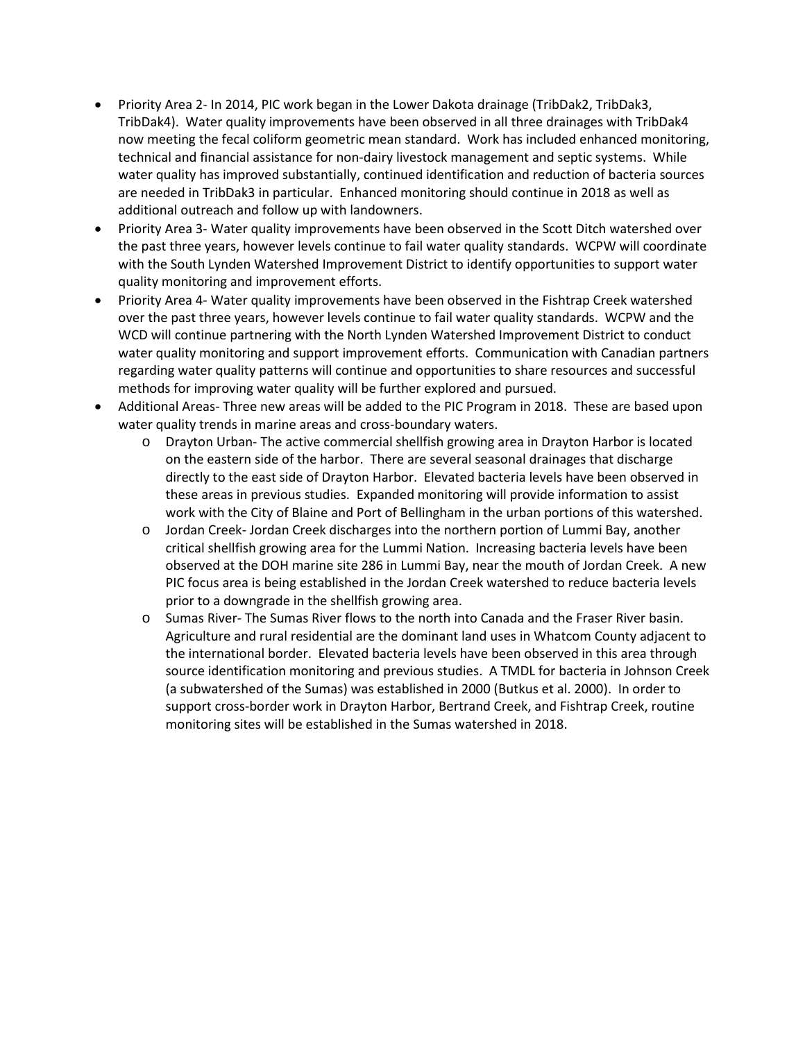- Priority Area 2- In 2014, PIC work began in the Lower Dakota drainage (TribDak2, TribDak3, TribDak4). Water quality improvements have been observed in all three drainages with TribDak4 now meeting the fecal coliform geometric mean standard. Work has included enhanced monitoring, technical and financial assistance for non-dairy livestock management and septic systems. While water quality has improved substantially, continued identification and reduction of bacteria sources are needed in TribDak3 in particular. Enhanced monitoring should continue in 2018 as well as additional outreach and follow up with landowners.
- Priority Area 3- Water quality improvements have been observed in the Scott Ditch watershed over the past three years, however levels continue to fail water quality standards. WCPW will coordinate with the South Lynden Watershed Improvement District to identify opportunities to support water quality monitoring and improvement efforts.
- Priority Area 4- Water quality improvements have been observed in the Fishtrap Creek watershed over the past three years, however levels continue to fail water quality standards. WCPW and the WCD will continue partnering with the North Lynden Watershed Improvement District to conduct water quality monitoring and support improvement efforts. Communication with Canadian partners regarding water quality patterns will continue and opportunities to share resources and successful methods for improving water quality will be further explored and pursued.
- Additional Areas- Three new areas will be added to the PIC Program in 2018. These are based upon water quality trends in marine areas and cross-boundary waters.
    - Drayton Urban- The active commercial shellfish growing area in Drayton Harbor is located on the eastern side of the harbor. There are several seasonal drainages that discharge directly to the east side of Drayton Harbor. Elevated bacteria levels have been observed in these areas in previous studies. Expanded monitoring will provide information to assist work with the City of Blaine and Port of Bellingham in the urban portions of this watershed.
    - Jordan Creek- Jordan Creek discharges into the northern portion of Lummi Bay, another critical shellfish growing area for the Lummi Nation. Increasing bacteria levels have been observed at the DOH marine site 286 in Lummi Bay, near the mouth of Jordan Creek. A new PIC focus area is being established in the Jordan Creek watershed to reduce bacteria levels prior to a downgrade in the shellfish growing area.
    - Sumas River- The Sumas River flows to the north into Canada and the Fraser River basin. Agriculture and rural residential are the dominant land uses in Whatcom County adjacent to the international border. Elevated bacteria levels have been observed in this area through source identification monitoring and previous studies. A TMDL for bacteria in Johnson Creek (a subwatershed of the Sumas) was established in 2000 (Butkus et al. 2000). In order to support cross-border work in Drayton Harbor, Bertrand Creek, and Fishtrap Creek, routine monitoring sites will be established in the Sumas watershed in 2018.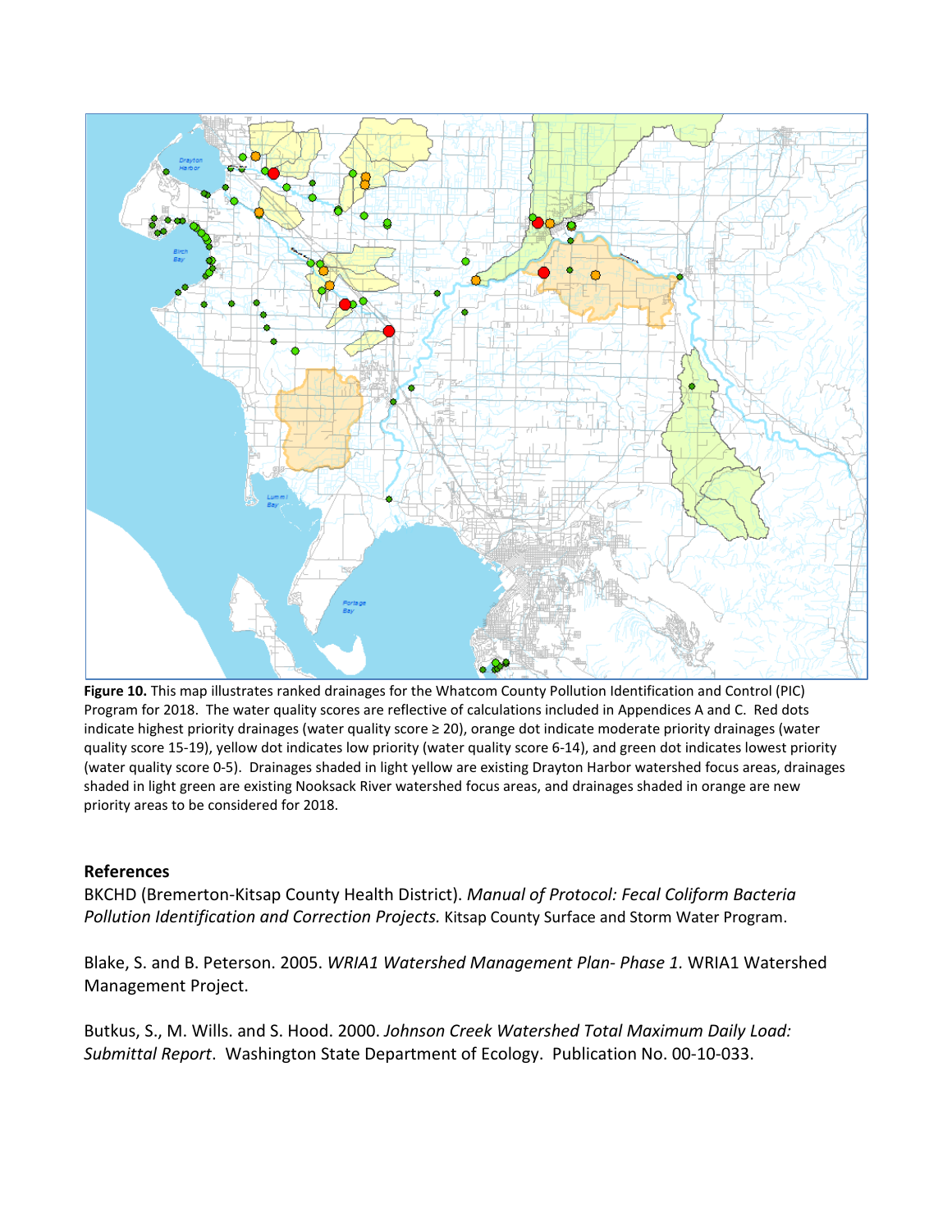**Figure 10.** This map illustrates ranked drainages for the Whatcom County Pollution Identification and Control (PIC) Program for 2018. The water quality scores are reflective of calculations included in Appendices A and C. Red dots indicate highest priority drainages (water quality score ≥ 20), orange dot indicate moderate priority drainages (water quality score 15-19), yellow dot indicates low priority (water quality score 6-14), and green dot indicates lowest priority (water quality score 0-5). Drainages shaded in light yellow are existing Drayton Harbor watershed focus areas, drainages shaded in light green are existing Nooksack River watershed focus areas, and drainages shaded in orange are new priority areas to be considered for 2018.

### References

BKCHD (Bremerton-Kitsap County Health District). *Manual of Protocol: Fecal Coliform Bacteria Pollution Identification and Correction Projects.* Kitsap County Surface and Storm Water Program.

Blake, S. and B. Peterson. 2005. *WRIA1 Watershed Management Plan- Phase 1.* WRIA1 Watershed Management Project.

Butkus, S., M. Wills. and S. Hood. 2000. *Johnson Creek Watershed Total Maximum Daily Load: Submittal Report*. Washington State Department of Ecology. Publication No. 00-10-033.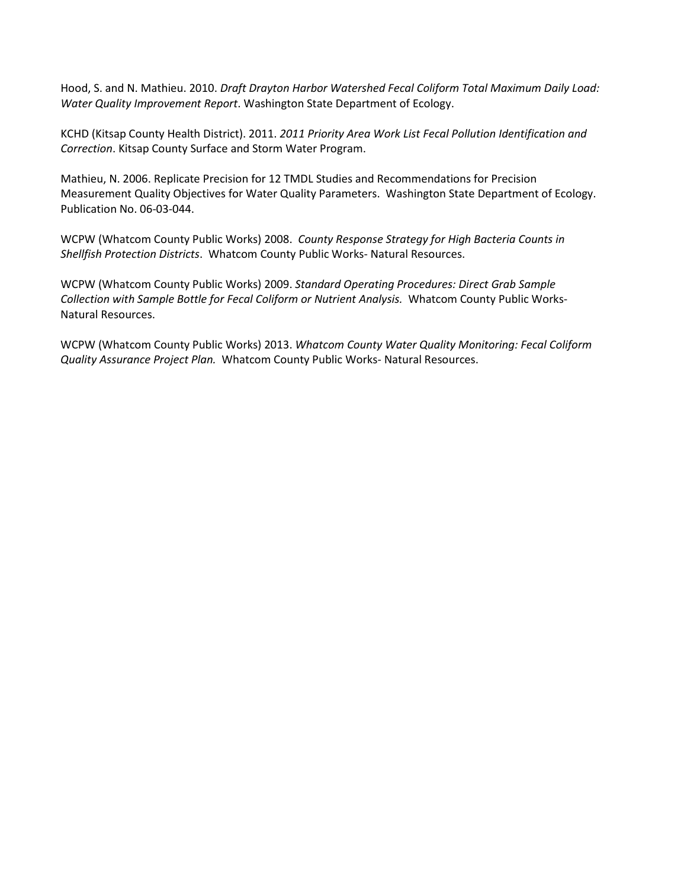Hood, S. and N. Mathieu. 2010. *Draft Drayton Harbor Watershed Fecal Coliform Total Maximum Daily Load: Water Quality Improvement Report*. Washington State Department of Ecology.

KCHD (Kitsap County Health District). 2011. *2011 Priority Area Work List Fecal Pollution Identification and Correction*. Kitsap County Surface and Storm Water Program.

Mathieu, N. 2006. Replicate Precision for 12 TMDL Studies and Recommendations for Precision Measurement Quality Objectives for Water Quality Parameters. Washington State Department of Ecology. Publication No. 06-03-044.

WCPW (Whatcom County Public Works) 2008. *County Response Strategy for High Bacteria Counts in Shellfish Protection Districts*. Whatcom County Public Works- Natural Resources.

WCPW (Whatcom County Public Works) 2009. *Standard Operating Procedures: Direct Grab Sample Collection with Sample Bottle for Fecal Coliform or Nutrient Analysis.* Whatcom County Public Works- Natural Resources.

WCPW (Whatcom County Public Works) 2013. *Whatcom County Water Quality Monitoring: Fecal Coliform Quality Assurance Project Plan.* Whatcom County Public Works- Natural Resources.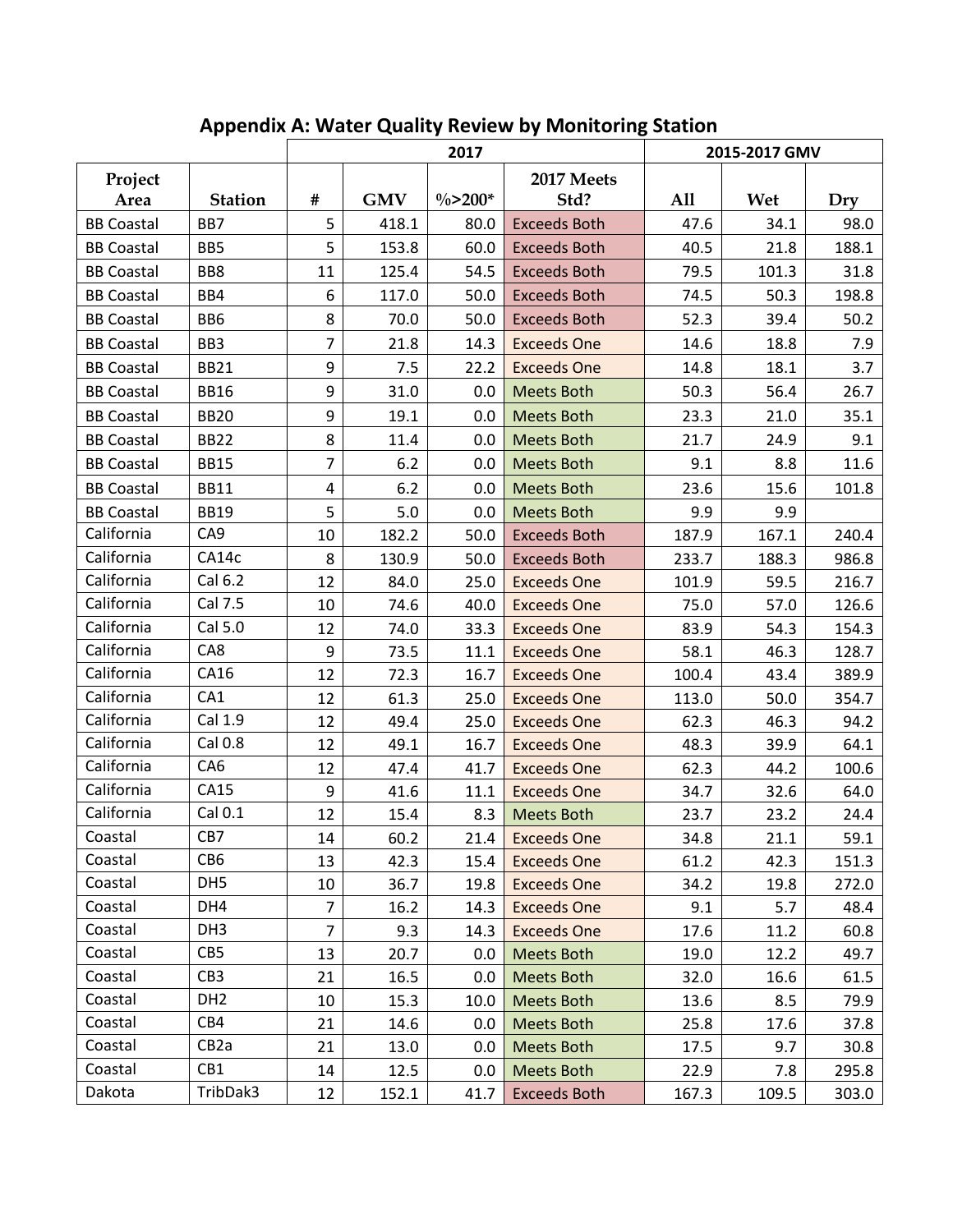## Appendix A: Water Quality Review by Monitoring Station

| | | 2017 | | | | 2015-2017 GMV | | |
|---|---|---|---|---|---|---|---|---|
| Project Area | Station | # | GMV | %>200* | 2017 Meets Std? | All | Wet | Dry |
| BB Coastal | BB7 | 5 | 418.1 | 80.0 | Exceeds Both | 47.6 | 34.1 | 98.0 |
| BB Coastal | BB5 | 5 | 153.8 | 60.0 | Exceeds Both | 40.5 | 21.8 | 188.1 |
| BB Coastal | BB8 | 11 | 125.4 | 54.5 | Exceeds Both | 79.5 | 101.3 | 31.8 |
| BB Coastal | BB4 | 6 | 117.0 | 50.0 | Exceeds Both | 74.5 | 50.3 | 198.8 |
| BB Coastal | BB6 | 8 | 70.0 | 50.0 | Exceeds Both | 52.3 | 39.4 | 50.2 |
| BB Coastal | BB3 | 7 | 21.8 | 14.3 | Exceeds One | 14.6 | 18.8 | 7.9 |
| BB Coastal | BB21 | 9 | 7.5 | 22.2 | Exceeds One | 14.8 | 18.1 | 3.7 |
| BB Coastal | BB16 | 9 | 31.0 | 0.0 | Meets Both | 50.3 | 56.4 | 26.7 |
| BB Coastal | BB20 | 9 | 19.1 | 0.0 | Meets Both | 23.3 | 21.0 | 35.1 |
| BB Coastal | BB22 | 8 | 11.4 | 0.0 | Meets Both | 21.7 | 24.9 | 9.1 |
| BB Coastal | BB15 | 7 | 6.2 | 0.0 | Meets Both | 9.1 | 8.8 | 11.6 |
| BB Coastal | BB11 | 4 | 6.2 | 0.0 | Meets Both | 23.6 | 15.6 | 101.8 |
| BB Coastal | BB19 | 5 | 5.0 | 0.0 | Meets Both | 9.9 | 9.9 | |
| California | CA9 | 10 | 182.2 | 50.0 | Exceeds Both | 187.9 | 167.1 | 240.4 |
| California | CA14c | 8 | 130.9 | 50.0 | Exceeds Both | 233.7 | 188.3 | 986.8 |
| California | Cal 6.2 | 12 | 84.0 | 25.0 | Exceeds One | 101.9 | 59.5 | 216.7 |
| California | Cal 7.5 | 10 | 74.6 | 40.0 | Exceeds One | 75.0 | 57.0 | 126.6 |
| California | Cal 5.0 | 12 | 74.0 | 33.3 | Exceeds One | 83.9 | 54.3 | 154.3 |
| California | CA8 | 9 | 73.5 | 11.1 | Exceeds One | 58.1 | 46.3 | 128.7 |
| California | CA16 | 12 | 72.3 | 16.7 | Exceeds One | 100.4 | 43.4 | 389.9 |
| California | CA1 | 12 | 61.3 | 25.0 | Exceeds One | 113.0 | 50.0 | 354.7 |
| California | Cal 1.9 | 12 | 49.4 | 25.0 | Exceeds One | 62.3 | 46.3 | 94.2 |
| California | Cal 0.8 | 12 | 49.1 | 16.7 | Exceeds One | 48.3 | 39.9 | 64.1 |
| California | CA6 | 12 | 47.4 | 41.7 | Exceeds One | 62.3 | 44.2 | 100.6 |
| California | CA15 | 9 | 41.6 | 11.1 | Exceeds One | 34.7 | 32.6 | 64.0 |
| California | Cal 0.1 | 12 | 15.4 | 8.3 | Meets Both | 23.7 | 23.2 | 24.4 |
| Coastal | CB7 | 14 | 60.2 | 21.4 | Exceeds One | 34.8 | 21.1 | 59.1 |
| Coastal | CB6 | 13 | 42.3 | 15.4 | Exceeds One | 61.2 | 42.3 | 151.3 |
| Coastal | DH5 | 10 | 36.7 | 19.8 | Exceeds One | 34.2 | 19.8 | 272.0 |
| Coastal | DH4 | 7 | 16.2 | 14.3 | Exceeds One | 9.1 | 5.7 | 48.4 |
| Coastal | DH3 | 7 | 9.3 | 14.3 | Exceeds One | 17.6 | 11.2 | 60.8 |
| Coastal | CB5 | 13 | 20.7 | 0.0 | Meets Both | 19.0 | 12.2 | 49.7 |
| Coastal | CB3 | 21 | 16.5 | 0.0 | Meets Both | 32.0 | 16.6 | 61.5 |
| Coastal | DH2 | 10 | 15.3 | 10.0 | Meets Both | 13.6 | 8.5 | 79.9 |
| Coastal | CB4 | 21 | 14.6 | 0.0 | Meets Both | 25.8 | 17.6 | 37.8 |
| Coastal | CB2a | 21 | 13.0 | 0.0 | Meets Both | 17.5 | 9.7 | 30.8 |
| Coastal | CB1 | 14 | 12.5 | 0.0 | Meets Both | 22.9 | 7.8 | 295.8 |
| Dakota | TribDak3 | 12 | 152.1 | 41.7 | Exceeds Both | 167.3 | 109.5 | 303.0 |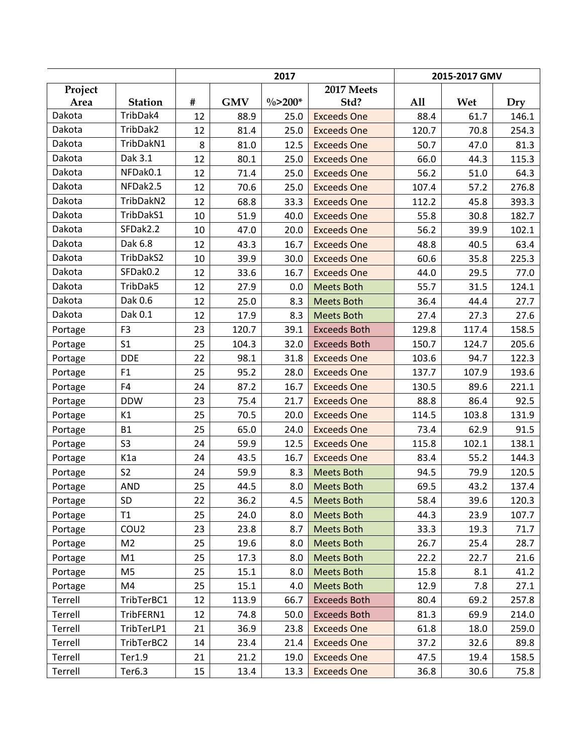| | | 2017 | | | | 2015-2017 GMV | | |
|---|---|---|---|---|---|---|---|---|
| Project Area | Station | # | GMV | %>200* | 2017 Meets Std? | All | Wet | Dry |
| Dakota | TribDak4 | 12 | 88.9 | 25.0 | Exceeds One | 88.4 | 61.7 | 146.1 |
| Dakota | TribDak2 | 12 | 81.4 | 25.0 | Exceeds One | 120.7 | 70.8 | 254.3 |
| Dakota | TribDakN1 | 8 | 81.0 | 12.5 | Exceeds One | 50.7 | 47.0 | 81.3 |
| Dakota | Dak 3.1 | 12 | 80.1 | 25.0 | Exceeds One | 66.0 | 44.3 | 115.3 |
| Dakota | NFDak0.1 | 12 | 71.4 | 25.0 | Exceeds One | 56.2 | 51.0 | 64.3 |
| Dakota | NFDak2.5 | 12 | 70.6 | 25.0 | Exceeds One | 107.4 | 57.2 | 276.8 |
| Dakota | TribDakN2 | 12 | 68.8 | 33.3 | Exceeds One | 112.2 | 45.8 | 393.3 |
| Dakota | TribDakS1 | 10 | 51.9 | 40.0 | Exceeds One | 55.8 | 30.8 | 182.7 |
| Dakota | SFDak2.2 | 10 | 47.0 | 20.0 | Exceeds One | 56.2 | 39.9 | 102.1 |
| Dakota | Dak 6.8 | 12 | 43.3 | 16.7 | Exceeds One | 48.8 | 40.5 | 63.4 |
| Dakota | TribDakS2 | 10 | 39.9 | 30.0 | Exceeds One | 60.6 | 35.8 | 225.3 |
| Dakota | SFDak0.2 | 12 | 33.6 | 16.7 | Exceeds One | 44.0 | 29.5 | 77.0 |
| Dakota | TribDak5 | 12 | 27.9 | 0.0 | Meets Both | 55.7 | 31.5 | 124.1 |
| Dakota | Dak 0.6 | 12 | 25.0 | 8.3 | Meets Both | 36.4 | 44.4 | 27.7 |
| Dakota | Dak 0.1 | 12 | 17.9 | 8.3 | Meets Both | 27.4 | 27.3 | 27.6 |
| Portage | F3 | 23 | 120.7 | 39.1 | Exceeds Both | 129.8 | 117.4 | 158.5 |
| Portage | S1 | 25 | 104.3 | 32.0 | Exceeds Both | 150.7 | 124.7 | 205.6 |
| Portage | DDE | 22 | 98.1 | 31.8 | Exceeds One | 103.6 | 94.7 | 122.3 |
| Portage | F1 | 25 | 95.2 | 28.0 | Exceeds One | 137.7 | 107.9 | 193.6 |
| Portage | F4 | 24 | 87.2 | 16.7 | Exceeds One | 130.5 | 89.6 | 221.1 |
| Portage | DDW | 23 | 75.4 | 21.7 | Exceeds One | 88.8 | 86.4 | 92.5 |
| Portage | K1 | 25 | 70.5 | 20.0 | Exceeds One | 114.5 | 103.8 | 131.9 |
| Portage | B1 | 25 | 65.0 | 24.0 | Exceeds One | 73.4 | 62.9 | 91.5 |
| Portage | S3 | 24 | 59.9 | 12.5 | Exceeds One | 115.8 | 102.1 | 138.1 |
| Portage | K1a | 24 | 43.5 | 16.7 | Exceeds One | 83.4 | 55.2 | 144.3 |
| Portage | S2 | 24 | 59.9 | 8.3 | Meets Both | 94.5 | 79.9 | 120.5 |
| Portage | AND | 25 | 44.5 | 8.0 | Meets Both | 69.5 | 43.2 | 137.4 |
| Portage | SD | 22 | 36.2 | 4.5 | Meets Both | 58.4 | 39.6 | 120.3 |
| Portage | T1 | 25 | 24.0 | 8.0 | Meets Both | 44.3 | 23.9 | 107.7 |
| Portage | COU2 | 23 | 23.8 | 8.7 | Meets Both | 33.3 | 19.3 | 71.7 |
| Portage | M2 | 25 | 19.6 | 8.0 | Meets Both | 26.7 | 25.4 | 28.7 |
| Portage | M1 | 25 | 17.3 | 8.0 | Meets Both | 22.2 | 22.7 | 21.6 |
| Portage | M5 | 25 | 15.1 | 8.0 | Meets Both | 15.8 | 8.1 | 41.2 |
| Portage | M4 | 25 | 15.1 | 4.0 | Meets Both | 12.9 | 7.8 | 27.1 |
| Terrell | TribTerBC1 | 12 | 113.9 | 66.7 | Exceeds Both | 80.4 | 69.2 | 257.8 |
| Terrell | TribFERN1 | 12 | 74.8 | 50.0 | Exceeds Both | 81.3 | 69.9 | 214.0 |
| Terrell | TribTerLP1 | 21 | 36.9 | 23.8 | Exceeds One | 61.8 | 18.0 | 259.0 |
| Terrell | TribTerBC2 | 14 | 23.4 | 21.4 | Exceeds One | 37.2 | 32.6 | 89.8 |
| Terrell | Ter1.9 | 21 | 21.2 | 19.0 | Exceeds One | 47.5 | 19.4 | 158.5 |
| Terrell | Ter6.3 | 15 | 13.4 | 13.3 | Exceeds One | 36.8 | 30.6 | 75.8 |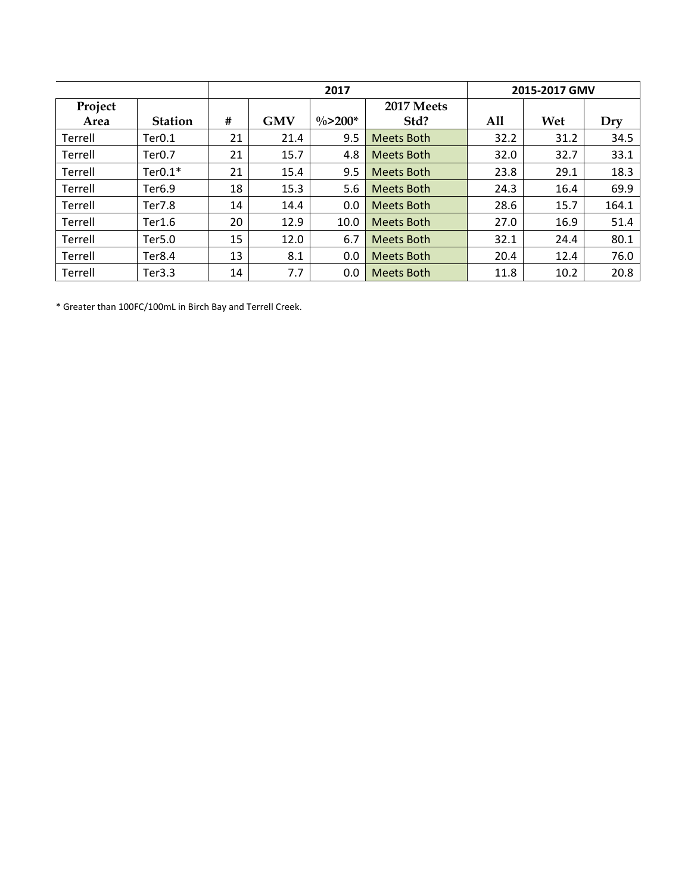| | | 2017 | | | | 2015-2017 GMV | | |
|---|---|---|---|---|---|---|---|---|
| Project Area | Station | # | GMV | %>200* | 2017 Meets Std? | All | Wet | Dry |
| Terrell | Ter0.1 | 21 | 21.4 | 9.5 | Meets Both | 32.2 | 31.2 | 34.5 |
| Terrell | Ter0.7 | 21 | 15.7 | 4.8 | Meets Both | 32.0 | 32.7 | 33.1 |
| Terrell | Ter0.1* | 21 | 15.4 | 9.5 | Meets Both | 23.8 | 29.1 | 18.3 |
| Terrell | Ter6.9 | 18 | 15.3 | 5.6 | Meets Both | 24.3 | 16.4 | 69.9 |
| Terrell | Ter7.8 | 14 | 14.4 | 0.0 | Meets Both | 28.6 | 15.7 | 164.1 |
| Terrell | Ter1.6 | 20 | 12.9 | 10.0 | Meets Both | 27.0 | 16.9 | 51.4 |
| Terrell | Ter5.0 | 15 | 12.0 | 6.7 | Meets Both | 32.1 | 24.4 | 80.1 |
| Terrell | Ter8.4 | 13 | 8.1 | 0.0 | Meets Both | 20.4 | 12.4 | 76.0 |
| Terrell | Ter3.3 | 14 | 7.7 | 0.0 | Meets Both | 11.8 | 10.2 | 20.8 |

* Greater than 100FC/100mL in Birch Bay and Terrell Creek.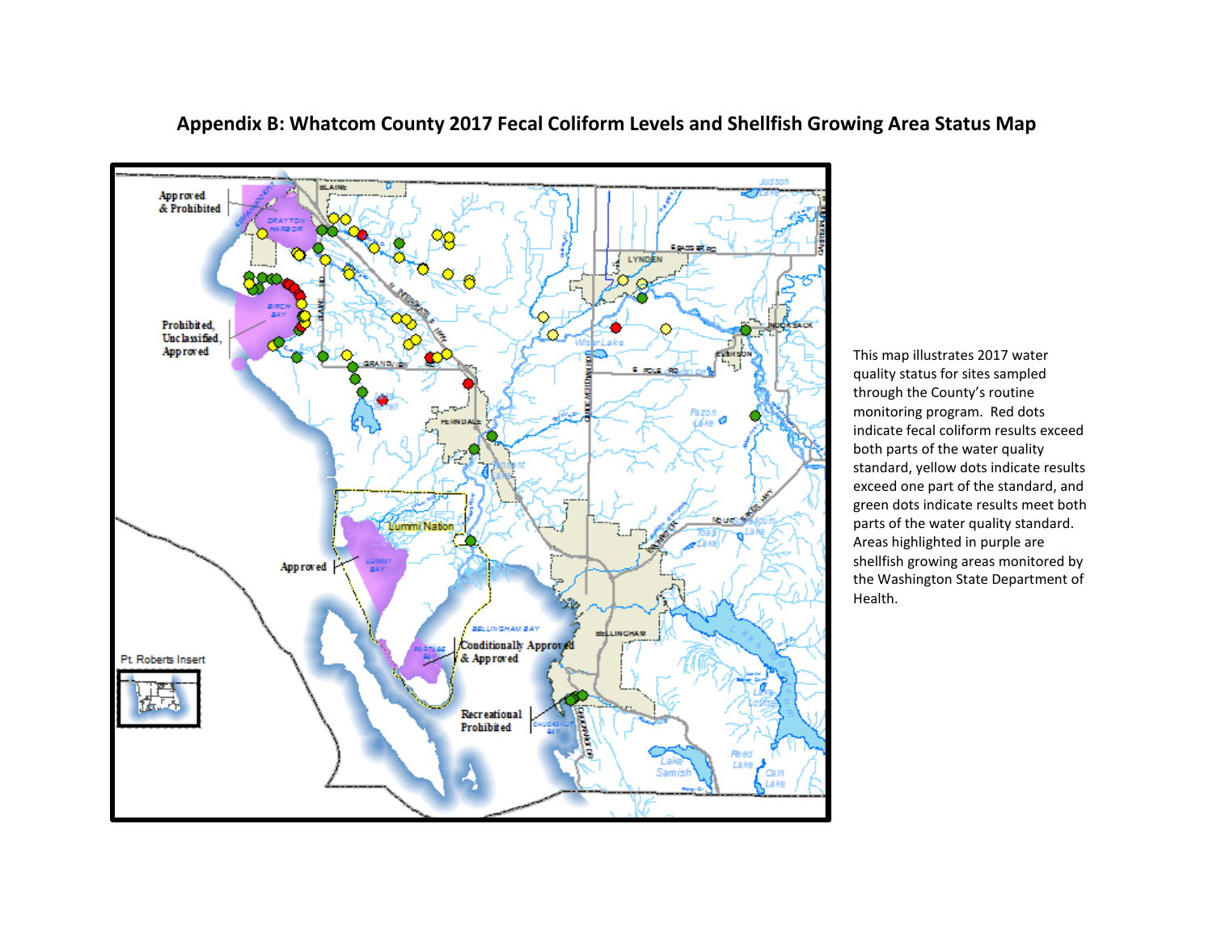## Appendix B: Whatcom County 2017 Fecal Coliform Levels and Shellfish Growing Area Status Map

This map illustrates 2017 water quality status for sites sampled through the County's routine monitoring program. Red dots indicate fecal coliform results exceed both parts of the water quality standard, yellow dots indicate results exceed one part of the standard, and green dots indicate results meet both parts of the water quality standard. Areas highlighted in purple are shellfish growing areas monitored by the Washington State Department of Health.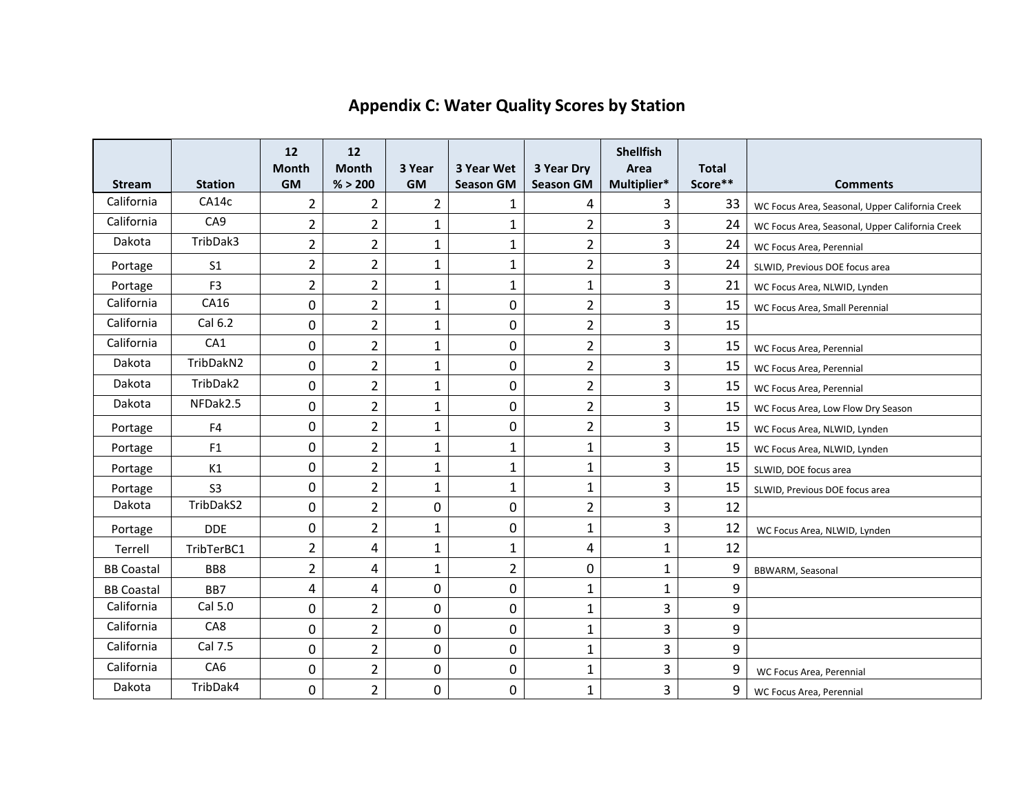# Appendix C: Water Quality Scores by Station

| Stream | Station | 12 Month GM | 12 Month % > 200 | 3 Year GM | 3 Year Wet Season GM | 3 Year Dry Season GM | Shellfish Area Multiplier* | Total Score** | Comments |
|---|---|---|---|---|---|---|---|---|---|
| California | CA14c | 2 | 2 | 2 | 1 | 4 | 3 | 33 | WC Focus Area, Seasonal, Upper California Creek |
| California | CA9 | 2 | 2 | 1 | 1 | 2 | 3 | 24 | WC Focus Area, Seasonal, Upper California Creek |
| Dakota | TribDak3 | 2 | 2 | 1 | 1 | 2 | 3 | 24 | WC Focus Area, Perennial |
| Portage | S1 | 2 | 2 | 1 | 1 | 2 | 3 | 24 | SLWID, Previous DOE focus area |
| Portage | F3 | 2 | 2 | 1 | 1 | 1 | 3 | 21 | WC Focus Area, NLWID, Lynden |
| California | CA16 | 0 | 2 | 1 | 0 | 2 | 3 | 15 | WC Focus Area, Small Perennial |
| California | Cal 6.2 | 0 | 2 | 1 | 0 | 2 | 3 | 15 | |
| California | CA1 | 0 | 2 | 1 | 0 | 2 | 3 | 15 | WC Focus Area, Perennial |
| Dakota | TribDakN2 | 0 | 2 | 1 | 0 | 2 | 3 | 15 | WC Focus Area, Perennial |
| Dakota | TribDak2 | 0 | 2 | 1 | 0 | 2 | 3 | 15 | WC Focus Area, Perennial |
| Dakota | NFDak2.5 | 0 | 2 | 1 | 0 | 2 | 3 | 15 | WC Focus Area, Low Flow Dry Season |
| Portage | F4 | 0 | 2 | 1 | 0 | 2 | 3 | 15 | WC Focus Area, NLWID, Lynden |
| Portage | F1 | 0 | 2 | 1 | 1 | 1 | 3 | 15 | WC Focus Area, NLWID, Lynden |
| Portage | K1 | 0 | 2 | 1 | 1 | 1 | 3 | 15 | SLWID, DOE focus area |
| Portage | S3 | 0 | 2 | 1 | 1 | 1 | 3 | 15 | SLWID, Previous DOE focus area |
| Dakota | TribDakS2 | 0 | 2 | 0 | 0 | 2 | 3 | 12 | |
| Portage | DDE | 0 | 2 | 1 | 0 | 1 | 3 | 12 | WC Focus Area, NLWID, Lynden |
| Terrell | TribTerBC1 | 2 | 4 | 1 | 1 | 4 | 1 | 12 | |
| BB Coastal | BB8 | 2 | 4 | 1 | 2 | 0 | 1 | 9 | BBWARM, Seasonal |
| BB Coastal | BB7 | 4 | 4 | 0 | 0 | 1 | 1 | 9 | |
| California | Cal 5.0 | 0 | 2 | 0 | 0 | 1 | 3 | 9 | |
| California | CA8 | 0 | 2 | 0 | 0 | 1 | 3 | 9 | |
| California | Cal 7.5 | 0 | 2 | 0 | 0 | 1 | 3 | 9 | |
| California | CA6 | 0 | 2 | 0 | 0 | 1 | 3 | 9 | WC Focus Area, Perennial |
| Dakota | TribDak4 | 0 | 2 | 0 | 0 | 1 | 3 | 9 | WC Focus Area, Perennial |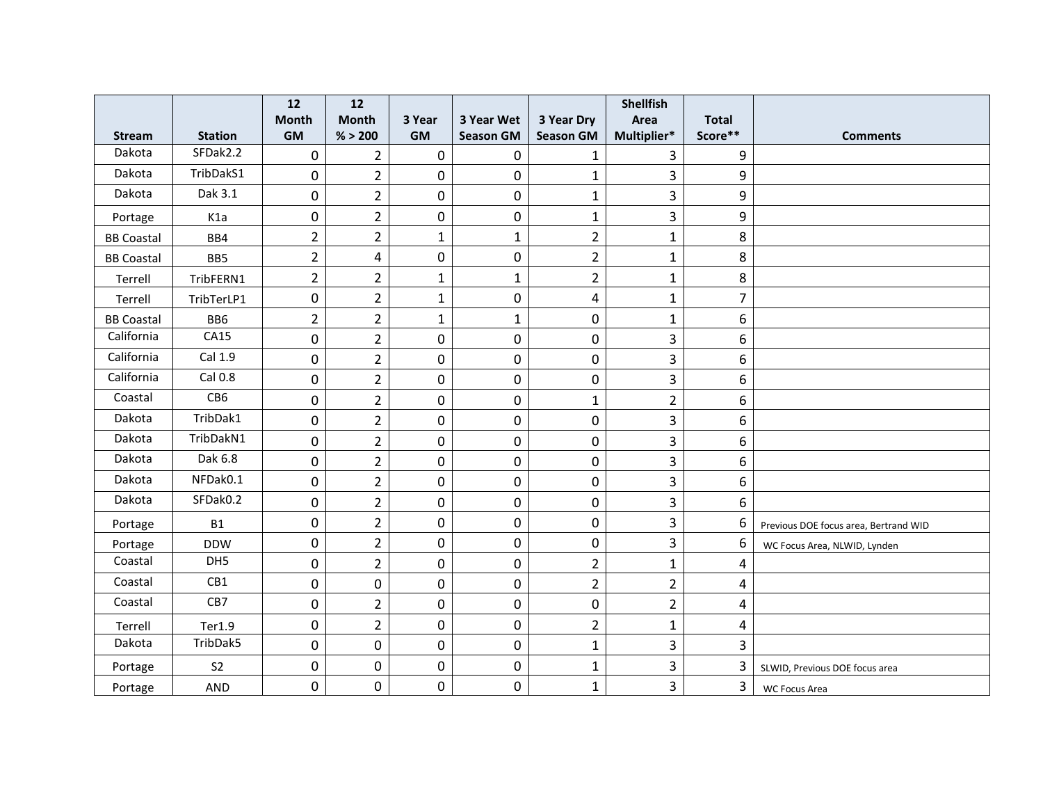| Stream | Station | 12 Month GM | 12 Month % > 200 | 3 Year GM | 3 Year Wet Season GM | 3 Year Dry Season GM | Shellfish Area Multiplier* | Total Score** | Comments |
|---|---|---|---|---|---|---|---|---|---|
| Dakota | SFDak2.2 | 0 | 2 | 0 | 0 | 1 | 3 | 9 | |
| Dakota | TribDakS1 | 0 | 2 | 0 | 0 | 1 | 3 | 9 | |
| Dakota | Dak 3.1 | 0 | 2 | 0 | 0 | 1 | 3 | 9 | |
| Portage | K1a | 0 | 2 | 0 | 0 | 1 | 3 | 9 | |
| BB Coastal | BB4 | 2 | 2 | 1 | 1 | 2 | 1 | 8 | |
| BB Coastal | BB5 | 2 | 4 | 0 | 0 | 2 | 1 | 8 | |
| Terrell | TribFERN1 | 2 | 2 | 1 | 1 | 2 | 1 | 8 | |
| Terrell | TribTerLP1 | 0 | 2 | 1 | 0 | 4 | 1 | 7 | |
| BB Coastal | BB6 | 2 | 2 | 1 | 1 | 0 | 1 | 6 | |
| California | CA15 | 0 | 2 | 0 | 0 | 0 | 3 | 6 | |
| California | Cal 1.9 | 0 | 2 | 0 | 0 | 0 | 3 | 6 | |
| California | Cal 0.8 | 0 | 2 | 0 | 0 | 0 | 3 | 6 | |
| Coastal | CB6 | 0 | 2 | 0 | 0 | 1 | 2 | 6 | |
| Dakota | TribDak1 | 0 | 2 | 0 | 0 | 0 | 3 | 6 | |
| Dakota | TribDakN1 | 0 | 2 | 0 | 0 | 0 | 3 | 6 | |
| Dakota | Dak 6.8 | 0 | 2 | 0 | 0 | 0 | 3 | 6 | |
| Dakota | NFDak0.1 | 0 | 2 | 0 | 0 | 0 | 3 | 6 | |
| Dakota | SFDak0.2 | 0 | 2 | 0 | 0 | 0 | 3 | 6 | |
| Portage | B1 | 0 | 2 | 0 | 0 | 0 | 3 | 6 | Previous DOE focus area, Bertrand WID |
| Portage | DDW | 0 | 2 | 0 | 0 | 0 | 3 | 6 | WC Focus Area, NLWID, Lynden |
| Coastal | DH5 | 0 | 2 | 0 | 0 | 2 | 1 | 4 | |
| Coastal | CB1 | 0 | 0 | 0 | 0 | 2 | 2 | 4 | |
| Coastal | CB7 | 0 | 2 | 0 | 0 | 0 | 2 | 4 | |
| Terrell | Ter1.9 | 0 | 2 | 0 | 0 | 2 | 1 | 4 | |
| Dakota | TribDak5 | 0 | 0 | 0 | 0 | 1 | 3 | 3 | |
| Portage | S2 | 0 | 0 | 0 | 0 | 1 | 3 | 3 | SLWID, Previous DOE focus area |
| Portage | AND | 0 | 0 | 0 | 0 | 1 | 3 | 3 | WC Focus Area |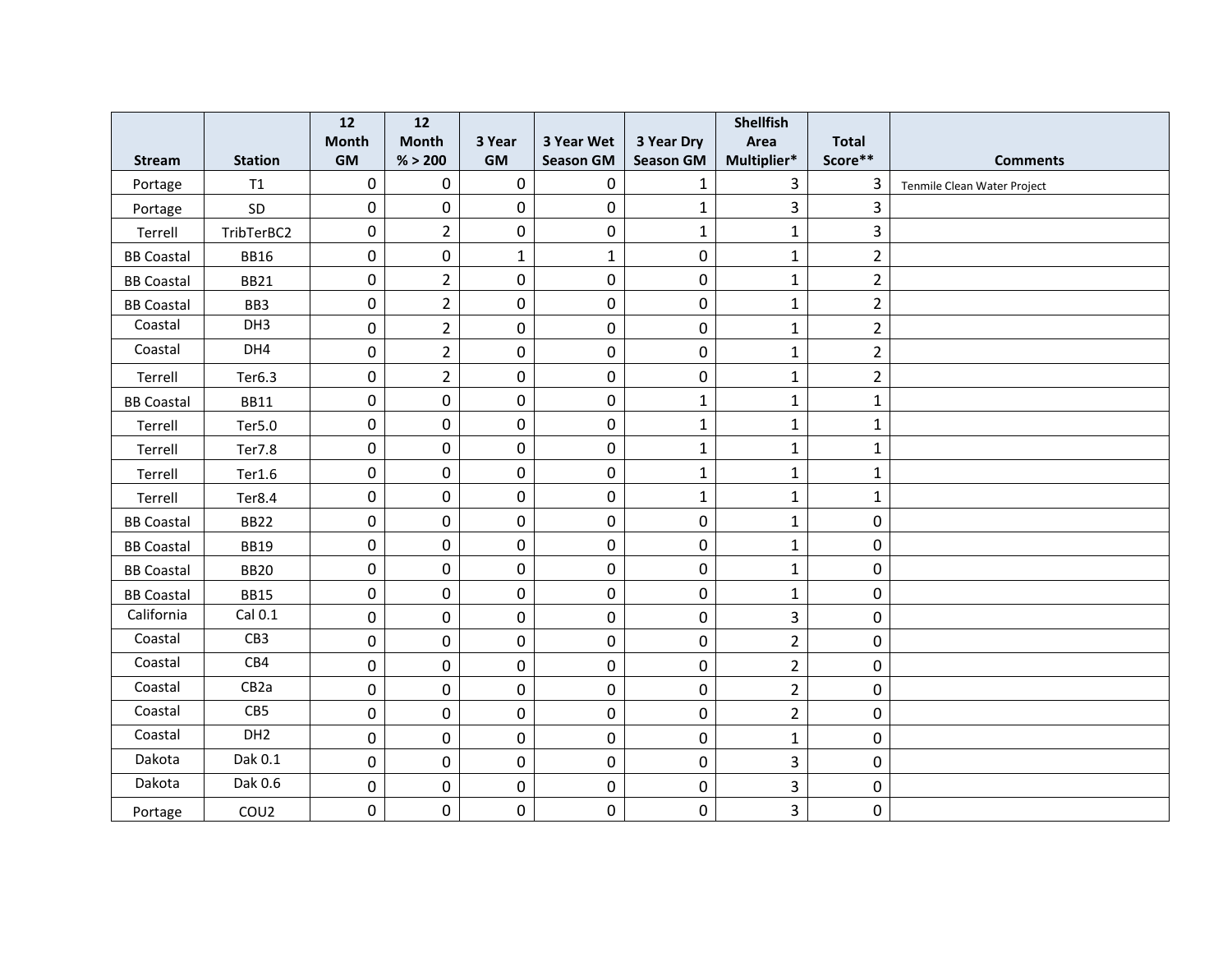| Stream | Station | 12 Month GM | 12 Month % > 200 | 3 Year GM | 3 Year Wet Season GM | 3 Year Dry Season GM | Shellfish Area Multiplier* | Total Score** | Comments |
|---|---|---|---|---|---|---|---|---|---|
| Portage | T1 | 0 | 0 | 0 | 0 | 1 | 3 | 3 | Tenmile Clean Water Project |
| Portage | SD | 0 | 0 | 0 | 0 | 1 | 3 | 3 | |
| Terrell | TribTerBC2 | 0 | 2 | 0 | 0 | 1 | 1 | 3 | |
| BB Coastal | BB16 | 0 | 0 | 1 | 1 | 0 | 1 | 2 | |
| BB Coastal | BB21 | 0 | 2 | 0 | 0 | 0 | 1 | 2 | |
| BB Coastal | BB3 | 0 | 2 | 0 | 0 | 0 | 1 | 2 | |
| Coastal | DH3 | 0 | 2 | 0 | 0 | 0 | 1 | 2 | |
| Coastal | DH4 | 0 | 2 | 0 | 0 | 0 | 1 | 2 | |
| Terrell | Ter6.3 | 0 | 2 | 0 | 0 | 0 | 1 | 2 | |
| BB Coastal | BB11 | 0 | 0 | 0 | 0 | 1 | 1 | 1 | |
| Terrell | Ter5.0 | 0 | 0 | 0 | 0 | 1 | 1 | 1 | |
| Terrell | Ter7.8 | 0 | 0 | 0 | 0 | 1 | 1 | 1 | |
| Terrell | Ter1.6 | 0 | 0 | 0 | 0 | 1 | 1 | 1 | |
| Terrell | Ter8.4 | 0 | 0 | 0 | 0 | 1 | 1 | 1 | |
| BB Coastal | BB22 | 0 | 0 | 0 | 0 | 0 | 1 | 0 | |
| BB Coastal | BB19 | 0 | 0 | 0 | 0 | 0 | 1 | 0 | |
| BB Coastal | BB20 | 0 | 0 | 0 | 0 | 0 | 1 | 0 | |
| BB Coastal | BB15 | 0 | 0 | 0 | 0 | 0 | 1 | 0 | |
| California | Cal 0.1 | 0 | 0 | 0 | 0 | 0 | 3 | 0 | |
| Coastal | CB3 | 0 | 0 | 0 | 0 | 0 | 2 | 0 | |
| Coastal | CB4 | 0 | 0 | 0 | 0 | 0 | 2 | 0 | |
| Coastal | CB2a | 0 | 0 | 0 | 0 | 0 | 2 | 0 | |
| Coastal | CB5 | 0 | 0 | 0 | 0 | 0 | 2 | 0 | |
| Coastal | DH2 | 0 | 0 | 0 | 0 | 0 | 1 | 0 | |
| Dakota | Dak 0.1 | 0 | 0 | 0 | 0 | 0 | 3 | 0 | |
| Dakota | Dak 0.6 | 0 | 0 | 0 | 0 | 0 | 3 | 0 | |
| Portage | COU2 | 0 | 0 | 0 | 0 | 0 | 3 | 0 | |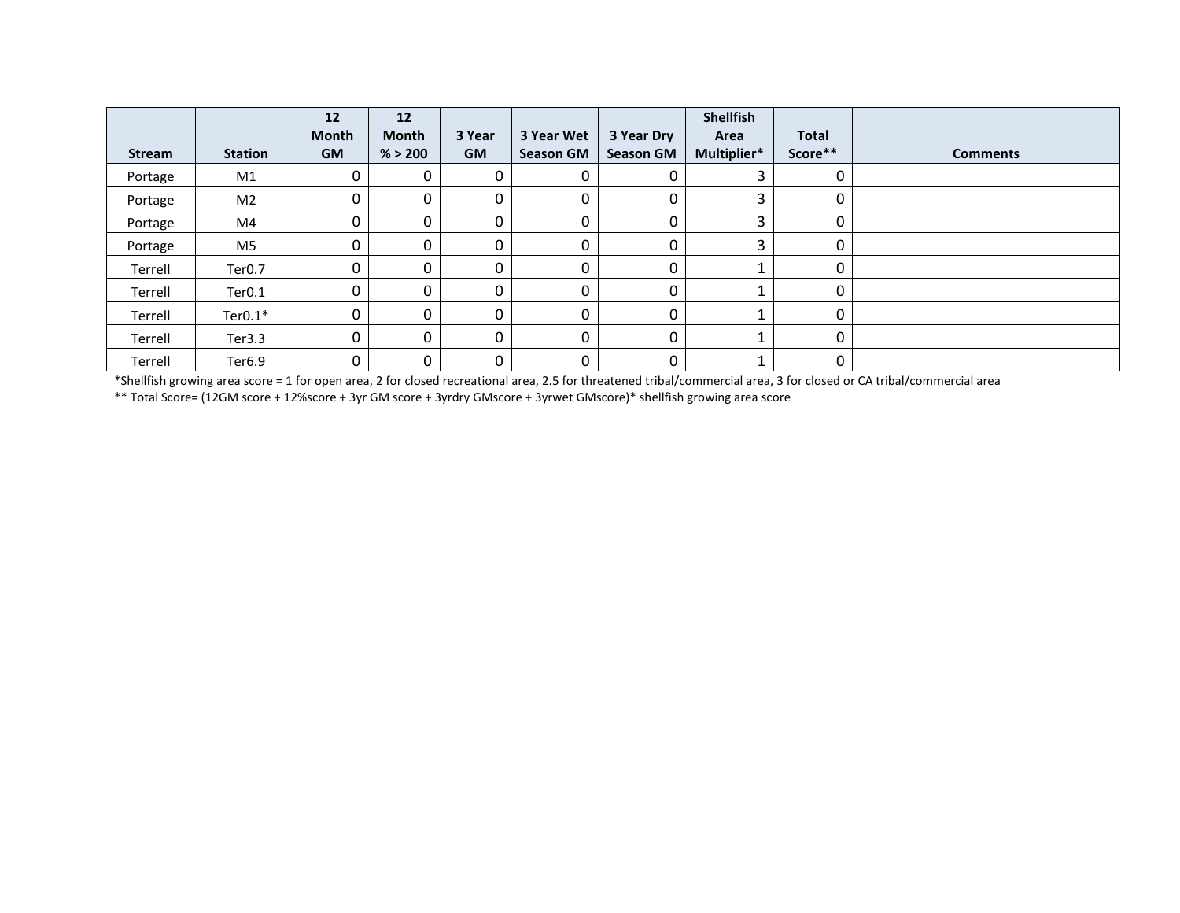| Stream | Station | 12 Month GM | 12 Month % > 200 | 3 Year GM | 3 Year Wet Season GM | 3 Year Dry Season GM | Shellfish Area Multiplier* | Total Score** | Comments |
|---|---|---|---|---|---|---|---|---|---|
| Portage | M1 | 0 | 0 | 0 | 0 | 0 | 3 | 0 | |
| Portage | M2 | 0 | 0 | 0 | 0 | 0 | 3 | 0 | |
| Portage | M4 | 0 | 0 | 0 | 0 | 0 | 3 | 0 | |
| Portage | M5 | 0 | 0 | 0 | 0 | 0 | 3 | 0 | |
| Terrell | Ter0.7 | 0 | 0 | 0 | 0 | 0 | 1 | 0 | |
| Terrell | Ter0.1 | 0 | 0 | 0 | 0 | 0 | 1 | 0 | |
| Terrell | Ter0.1* | 0 | 0 | 0 | 0 | 0 | 1 | 0 | |
| Terrell | Ter3.3 | 0 | 0 | 0 | 0 | 0 | 1 | 0 | |
| Terrell | Ter6.9 | 0 | 0 | 0 | 0 | 0 | 1 | 0 | |

*Shellfish growing area score = 1 for open area, 2 for closed recreational area, 2.5 for threatened tribal/commercial area, 3 for closed or CA tribal/commercial area

** Total Score= (12GM score + 12%score + 3yr GM score + 3yrdry GMscore + 3yrwet GMscore)* shellfish growing area score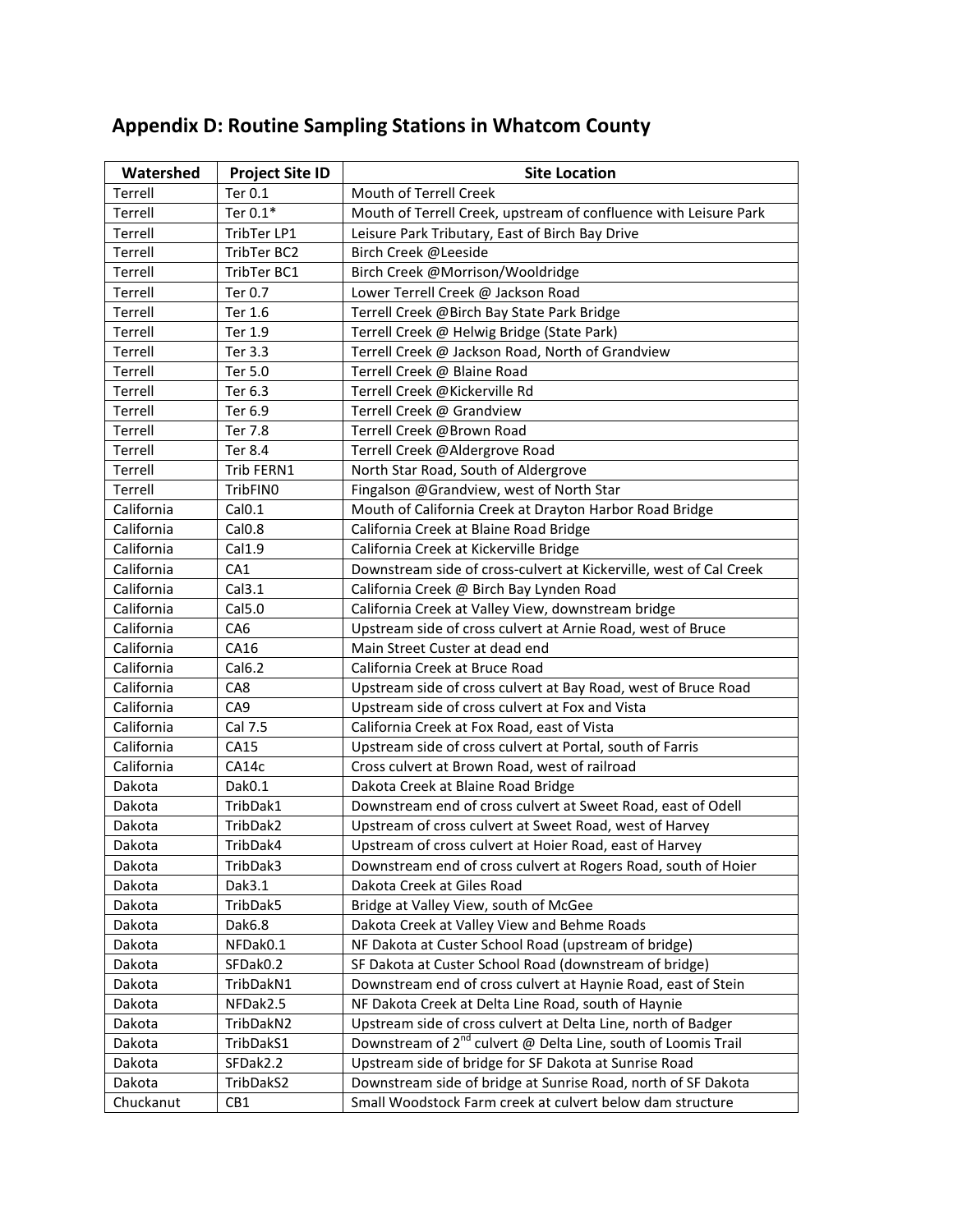## Appendix D: Routine Sampling Stations in Whatcom County

| Watershed | Project Site ID | Site Location |
|---|---|---|
| Terrell | Ter 0.1 | Mouth of Terrell Creek |
| Terrell | Ter 0.1* | Mouth of Terrell Creek, upstream of confluence with Leisure Park |
| Terrell | TribTer LP1 | Leisure Park Tributary, East of Birch Bay Drive |
| Terrell | TribTer BC2 | Birch Creek @Leeside |
| Terrell | TribTer BC1 | Birch Creek @Morrison/Wooldridge |
| Terrell | Ter 0.7 | Lower Terrell Creek @ Jackson Road |
| Terrell | Ter 1.6 | Terrell Creek @Birch Bay State Park Bridge |
| Terrell | Ter 1.9 | Terrell Creek @ Helwig Bridge (State Park) |
| Terrell | Ter 3.3 | Terrell Creek @ Jackson Road, North of Grandview |
| Terrell | Ter 5.0 | Terrell Creek @ Blaine Road |
| Terrell | Ter 6.3 | Terrell Creek @Kickerville Rd |
| Terrell | Ter 6.9 | Terrell Creek @ Grandview |
| Terrell | Ter 7.8 | Terrell Creek @Brown Road |
| Terrell | Ter 8.4 | Terrell Creek @Aldergrove Road |
| Terrell | Trib FERN1 | North Star Road, South of Aldergrove |
| Terrell | TribFIN0 | Fingalson @Grandview, west of North Star |
| California | Cal0.1 | Mouth of California Creek at Drayton Harbor Road Bridge |
| California | Cal0.8 | California Creek at Blaine Road Bridge |
| California | Cal1.9 | California Creek at Kickerville Bridge |
| California | CA1 | Downstream side of cross-culvert at Kickerville, west of Cal Creek |
| California | Cal3.1 | California Creek @ Birch Bay Lynden Road |
| California | Cal5.0 | California Creek at Valley View, downstream bridge |
| California | CA6 | Upstream side of cross culvert at Arnie Road, west of Bruce |
| California | CA16 | Main Street Custer at dead end |
| California | Cal6.2 | California Creek at Bruce Road |
| California | CA8 | Upstream side of cross culvert at Bay Road, west of Bruce Road |
| California | CA9 | Upstream side of cross culvert at Fox and Vista |
| California | Cal 7.5 | California Creek at Fox Road, east of Vista |
| California | CA15 | Upstream side of cross culvert at Portal, south of Farris |
| California | CA14c | Cross culvert at Brown Road, west of railroad |
| Dakota | Dak0.1 | Dakota Creek at Blaine Road Bridge |
| Dakota | TribDak1 | Downstream end of cross culvert at Sweet Road, east of Odell |
| Dakota | TribDak2 | Upstream of cross culvert at Sweet Road, west of Harvey |
| Dakota | TribDak4 | Upstream of cross culvert at Hoier Road, east of Harvey |
| Dakota | TribDak3 | Downstream end of cross culvert at Rogers Road, south of Hoier |
| Dakota | Dak3.1 | Dakota Creek at Giles Road |
| Dakota | TribDak5 | Bridge at Valley View, south of McGee |
| Dakota | Dak6.8 | Dakota Creek at Valley View and Behme Roads |
| Dakota | NFDak0.1 | NF Dakota at Custer School Road (upstream of bridge) |
| Dakota | SFDak0.2 | SF Dakota at Custer School Road (downstream of bridge) |
| Dakota | TribDakN1 | Downstream end of cross culvert at Haynie Road, east of Stein |
| Dakota | NFDak2.5 | NF Dakota Creek at Delta Line Road, south of Haynie |
| Dakota | TribDakN2 | Upstream side of cross culvert at Delta Line, north of Badger |
| Dakota | TribDakS1 | Downstream of 2nd culvert @ Delta Line, south of Loomis Trail |
| Dakota | SFDak2.2 | Upstream side of bridge for SF Dakota at Sunrise Road |
| Dakota | TribDakS2 | Downstream side of bridge at Sunrise Road, north of SF Dakota |
| Chuckanut | CB1 | Small Woodstock Farm creek at culvert below dam structure |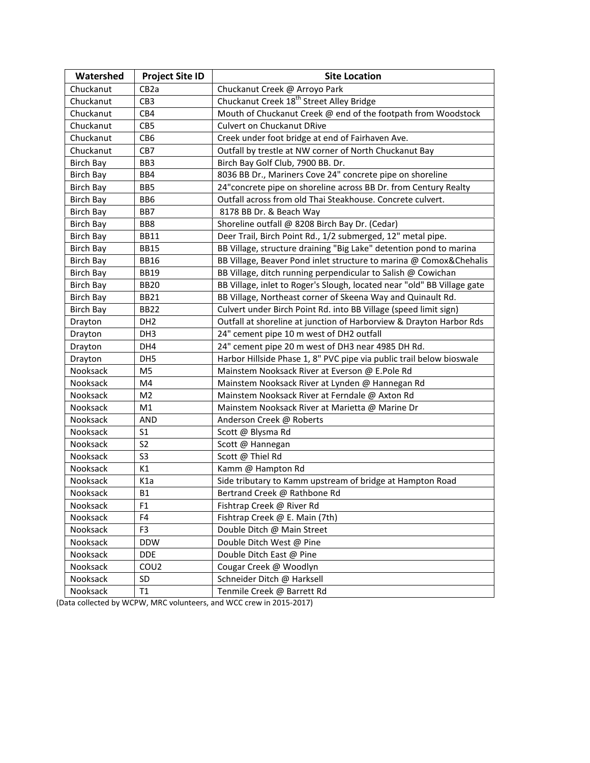| Watershed | Project Site ID | Site Location |
|---|---|---|
| Chuckanut | CB2a | Chuckanut Creek @ Arroyo Park |
| Chuckanut | CB3 | Chuckanut Creek 18th Street Alley Bridge |
| Chuckanut | CB4 | Mouth of Chuckanut Creek @ end of the footpath from Woodstock |
| Chuckanut | CB5 | Culvert on Chuckanut DRive |
| Chuckanut | CB6 | Creek under foot bridge at end of Fairhaven Ave. |
| Chuckanut | CB7 | Outfall by trestle at NW corner of North Chuckanut Bay |
| Birch Bay | BB3 | Birch Bay Golf Club, 7900 BB. Dr. |
| Birch Bay | BB4 | 8036 BB Dr., Mariners Cove 24" concrete pipe on shoreline |
| Birch Bay | BB5 | 24"concrete pipe on shoreline across BB Dr. from Century Realty |
| Birch Bay | BB6 | Outfall across from old Thai Steakhouse. Concrete culvert. |
| Birch Bay | BB7 | 8178 BB Dr. & Beach Way |
| Birch Bay | BB8 | Shoreline outfall @ 8208 Birch Bay Dr. (Cedar) |
| Birch Bay | BB11 | Deer Trail, Birch Point Rd., 1/2 submerged, 12" metal pipe. |
| Birch Bay | BB15 | BB Village, structure draining "Big Lake" detention pond to marina |
| Birch Bay | BB16 | BB Village, Beaver Pond inlet structure to marina @ Comox&Chehalis |
| Birch Bay | BB19 | BB Village, ditch running perpendicular to Salish @ Cowichan |
| Birch Bay | BB20 | BB Village, inlet to Roger's Slough, located near "old" BB Village gate |
| Birch Bay | BB21 | BB Village, Northeast corner of Skeena Way and Quinault Rd. |
| Birch Bay | BB22 | Culvert under Birch Point Rd. into BB Village (speed limit sign) |
| Drayton | DH2 | Outfall at shoreline at junction of Harborview & Drayton Harbor Rds |
| Drayton | DH3 | 24" cement pipe 10 m west of DH2 outfall |
| Drayton | DH4 | 24" cement pipe 20 m west of DH3 near 4985 DH Rd. |
| Drayton | DH5 | Harbor Hillside Phase 1, 8" PVC pipe via public trail below bioswale |
| Nooksack | M5 | Mainstem Nooksack River at Everson @ E.Pole Rd |
| Nooksack | M4 | Mainstem Nooksack River at Lynden @ Hannegan Rd |
| Nooksack | M2 | Mainstem Nooksack River at Ferndale @ Axton Rd |
| Nooksack | M1 | Mainstem Nooksack River at Marietta @ Marine Dr |
| Nooksack | AND | Anderson Creek @ Roberts |
| Nooksack | S1 | Scott @ Blysma Rd |
| Nooksack | S2 | Scott @ Hannegan |
| Nooksack | S3 | Scott @ Thiel Rd |
| Nooksack | K1 | Kamm @ Hampton Rd |
| Nooksack | K1a | Side tributary to Kamm upstream of bridge at Hampton Road |
| Nooksack | B1 | Bertrand Creek @ Rathbone Rd |
| Nooksack | F1 | Fishtrap Creek @ River Rd |
| Nooksack | F4 | Fishtrap Creek @ E. Main (7th) |
| Nooksack | F3 | Double Ditch @ Main Street |
| Nooksack | DDW | Double Ditch West @ Pine |
| Nooksack | DDE | Double Ditch East @ Pine |
| Nooksack | COU2 | Cougar Creek @ Woodlyn |
| Nooksack | SD | Schneider Ditch @ Harksell |
| Nooksack | T1 | Tenmile Creek @ Barrett Rd |

(Data collected by WCPW, MRC volunteers, and WCC crew in 2015-2017)